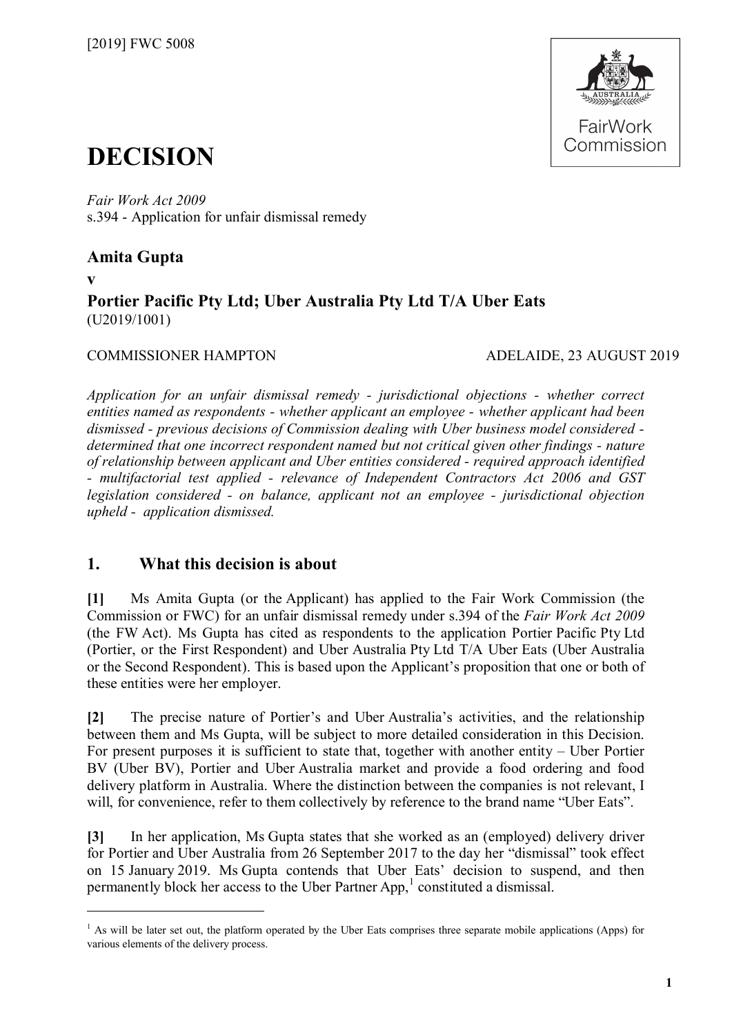[2019] FWC 5008

FairWork Commission

# DECISION

*Fair Work Act 2009*
s.394 - Application for unfair dismissal remedy

**Amita Gupta**

**v**

**Portier Pacific Pty Ltd; Uber Australia Pty Ltd T/A Uber Eats**
(U2019/1001)

COMMISSIONER HAMPTON — ADELAIDE, 23 AUGUST 2019

*Application for an unfair dismissal remedy - jurisdictional objections - whether correct entities named as respondents - whether applicant an employee - whether applicant had been dismissed - previous decisions of Commission dealing with Uber business model considered - determined that one incorrect respondent named but not critical given other findings - nature of relationship between applicant and Uber entities considered - required approach identified - multifactorial test applied - relevance of Independent Contractors Act 2006 and GST legislation considered - on balance, applicant not an employee - jurisdictional objection upheld - application dismissed.*

## 1. What this decision is about

**[1]** Ms Amita Gupta (or the Applicant) has applied to the Fair Work Commission (the Commission or FWC) for an unfair dismissal remedy under s.394 of the *Fair Work Act 2009* (the FW Act). Ms Gupta has cited as respondents to the application Portier Pacific Pty Ltd (Portier, or the First Respondent) and Uber Australia Pty Ltd T/A Uber Eats (Uber Australia or the Second Respondent). This is based upon the Applicant's proposition that one or both of these entities were her employer.

**[2]** The precise nature of Portier's and Uber Australia's activities, and the relationship between them and Ms Gupta, will be subject to more detailed consideration in this Decision. For present purposes it is sufficient to state that, together with another entity – Uber Portier BV (Uber BV), Portier and Uber Australia market and provide a food ordering and food delivery platform in Australia. Where the distinction between the companies is not relevant, I will, for convenience, refer to them collectively by reference to the brand name "Uber Eats".

**[3]** In her application, Ms Gupta states that she worked as an (employed) delivery driver for Portier and Uber Australia from 26 September 2017 to the day her "dismissal" took effect on 15 January 2019. Ms Gupta contends that Uber Eats' decision to suspend, and then permanently block her access to the Uber Partner App,[1] constituted a dismissal.

[1] As will be later set out, the platform operated by the Uber Eats comprises three separate mobile applications (Apps) for various elements of the delivery process.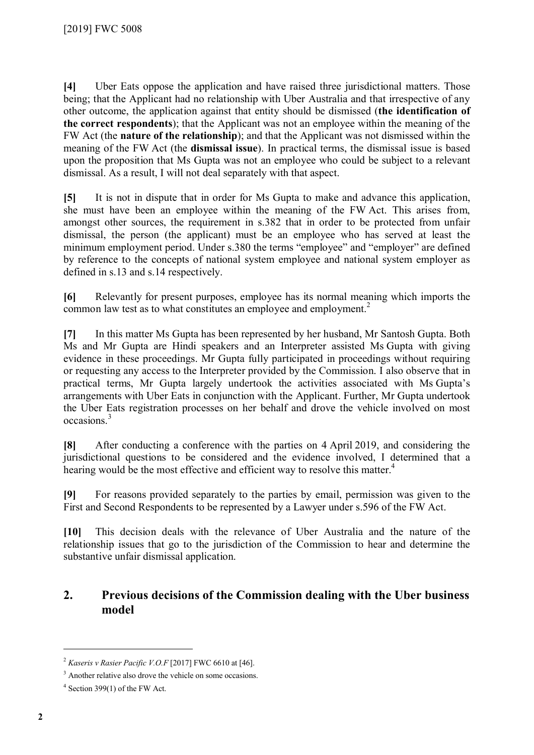**[4]** Uber Eats oppose the application and have raised three jurisdictional matters. Those being; that the Applicant had no relationship with Uber Australia and that irrespective of any other outcome, the application against that entity should be dismissed (**the identification of the correct respondents**); that the Applicant was not an employee within the meaning of the FW Act (the **nature of the relationship**); and that the Applicant was not dismissed within the meaning of the FW Act (the **dismissal issue**). In practical terms, the dismissal issue is based upon the proposition that Ms Gupta was not an employee who could be subject to a relevant dismissal. As a result, I will not deal separately with that aspect.

**[5]** It is not in dispute that in order for Ms Gupta to make and advance this application, she must have been an employee within the meaning of the FW Act. This arises from, amongst other sources, the requirement in s.382 that in order to be protected from unfair dismissal, the person (the applicant) must be an employee who has served at least the minimum employment period. Under s.380 the terms "employee" and "employer" are defined by reference to the concepts of national system employee and national system employer as defined in s.13 and s.14 respectively.

**[6]** Relevantly for present purposes, employee has its normal meaning which imports the common law test as to what constitutes an employee and employment.[2]

**[7]** In this matter Ms Gupta has been represented by her husband, Mr Santosh Gupta. Both Ms and Mr Gupta are Hindi speakers and an Interpreter assisted Ms Gupta with giving evidence in these proceedings. Mr Gupta fully participated in proceedings without requiring or requesting any access to the Interpreter provided by the Commission. I also observe that in practical terms, Mr Gupta largely undertook the activities associated with Ms Gupta's arrangements with Uber Eats in conjunction with the Applicant. Further, Mr Gupta undertook the Uber Eats registration processes on her behalf and drove the vehicle involved on most occasions.[3]

**[8]** After conducting a conference with the parties on 4 April 2019, and considering the jurisdictional questions to be considered and the evidence involved, I determined that a hearing would be the most effective and efficient way to resolve this matter.[4]

**[9]** For reasons provided separately to the parties by email, permission was given to the First and Second Respondents to be represented by a Lawyer under s.596 of the FW Act.

**[10]** This decision deals with the relevance of Uber Australia and the nature of the relationship issues that go to the jurisdiction of the Commission to hear and determine the substantive unfair dismissal application.

## 2. Previous decisions of the Commission dealing with the Uber business model

---

[2] *Kaseris v Rasier Pacific V.O.F* [2017] FWC 6610 at [46].

[3] Another relative also drove the vehicle on some occasions.

[4] Section 399(1) of the FW Act.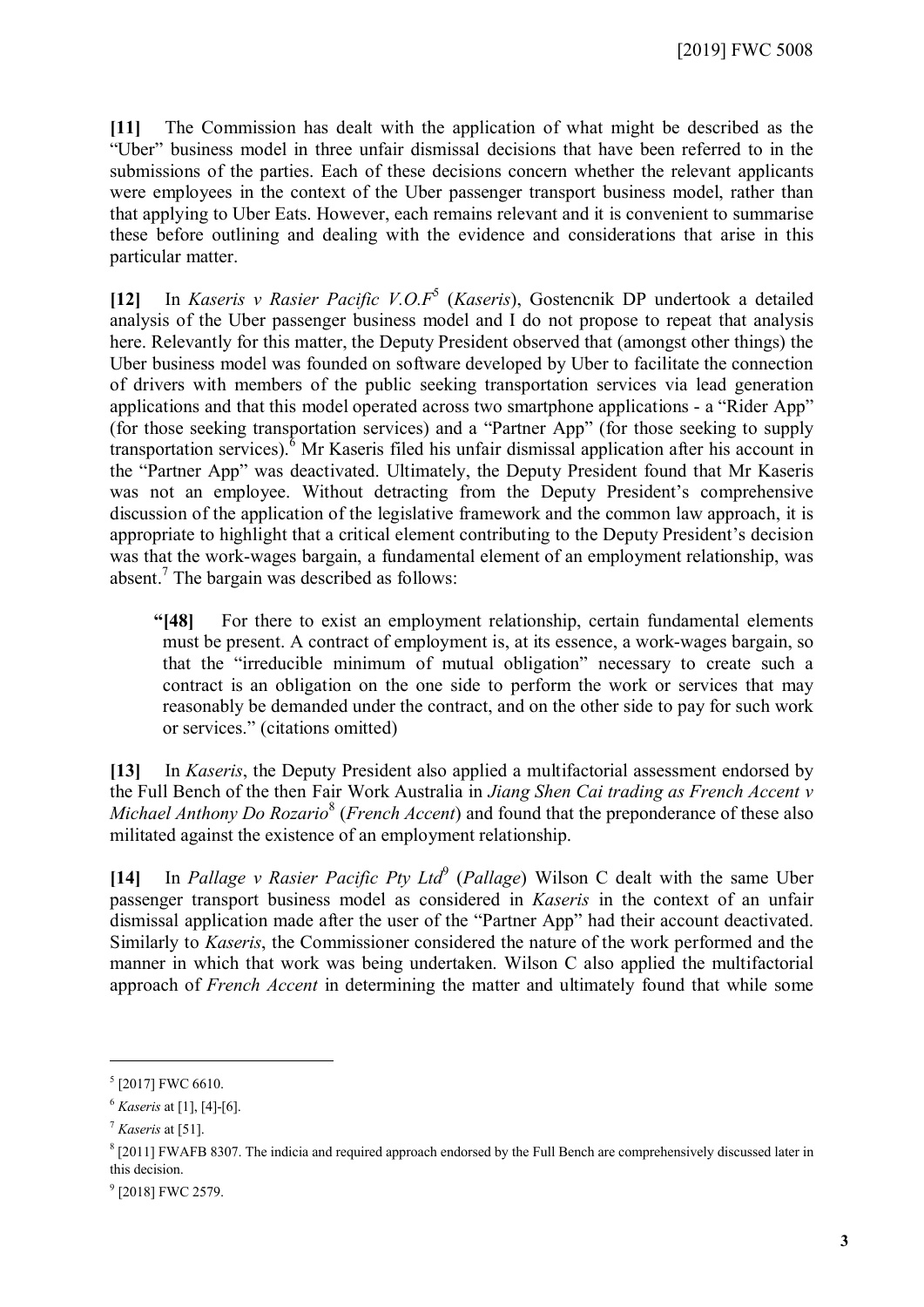**[11]** The Commission has dealt with the application of what might be described as the "Uber" business model in three unfair dismissal decisions that have been referred to in the submissions of the parties. Each of these decisions concern whether the relevant applicants were employees in the context of the Uber passenger transport business model, rather than that applying to Uber Eats. However, each remains relevant and it is convenient to summarise these before outlining and dealing with the evidence and considerations that arise in this particular matter.

**[12]** In *Kaseris v Rasier Pacific V.O.F*[5] (*Kaseris*), Gostencnik DP undertook a detailed analysis of the Uber passenger business model and I do not propose to repeat that analysis here. Relevantly for this matter, the Deputy President observed that (amongst other things) the Uber business model was founded on software developed by Uber to facilitate the connection of drivers with members of the public seeking transportation services via lead generation applications and that this model operated across two smartphone applications - a "Rider App" (for those seeking transportation services) and a "Partner App" (for those seeking to supply transportation services).[6] Mr Kaseris filed his unfair dismissal application after his account in the "Partner App" was deactivated. Ultimately, the Deputy President found that Mr Kaseris was not an employee. Without detracting from the Deputy President's comprehensive discussion of the application of the legislative framework and the common law approach, it is appropriate to highlight that a critical element contributing to the Deputy President's decision was that the work-wages bargain, a fundamental element of an employment relationship, was absent.[7] The bargain was described as follows:

> **"[48]** For there to exist an employment relationship, certain fundamental elements must be present. A contract of employment is, at its essence, a work-wages bargain, so that the "irreducible minimum of mutual obligation" necessary to create such a contract is an obligation on the one side to perform the work or services that may reasonably be demanded under the contract, and on the other side to pay for such work or services." (citations omitted)

**[13]** In *Kaseris*, the Deputy President also applied a multifactorial assessment endorsed by the Full Bench of the then Fair Work Australia in *Jiang Shen Cai trading as French Accent v Michael Anthony Do Rozario*[8] (*French Accent*) and found that the preponderance of these also militated against the existence of an employment relationship.

**[14]** In *Pallage v Rasier Pacific Pty Ltd*[9] (*Pallage*) Wilson C dealt with the same Uber passenger transport business model as considered in *Kaseris* in the context of an unfair dismissal application made after the user of the "Partner App" had their account deactivated. Similarly to *Kaseris*, the Commissioner considered the nature of the work performed and the manner in which that work was being undertaken. Wilson C also applied the multifactorial approach of *French Accent* in determining the matter and ultimately found that while some

---

[5] [2017] FWC 6610.

[6] *Kaseris* at [1], [4]-[6].

[7] *Kaseris* at [51].

[8] [2011] FWAFB 8307. The indicia and required approach endorsed by the Full Bench are comprehensively discussed later in this decision.

[9] [2018] FWC 2579.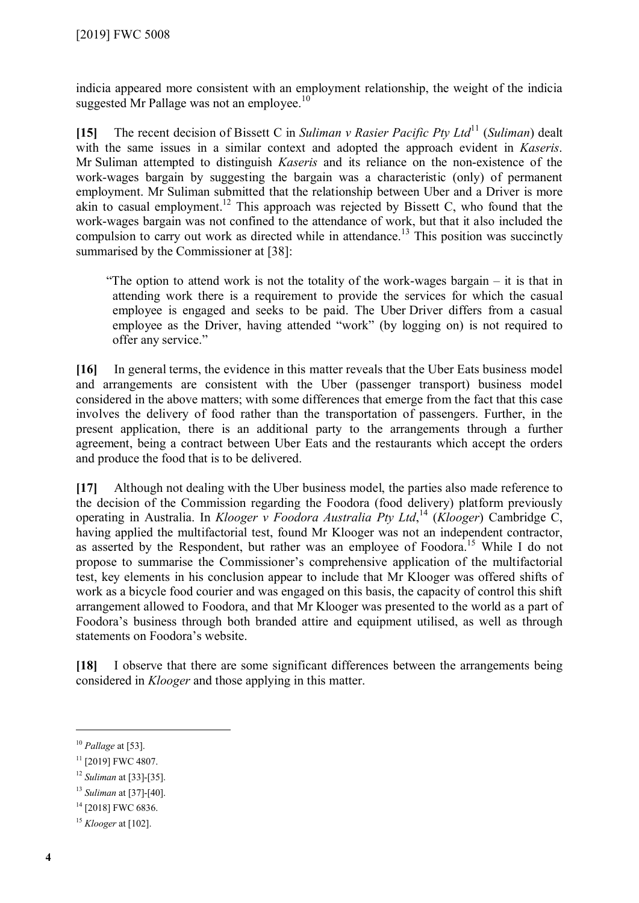indicia appeared more consistent with an employment relationship, the weight of the indicia suggested Mr Pallage was not an employee.[10]

**[15]** The recent decision of Bissett C in *Suliman v Rasier Pacific Pty Ltd*[11] (*Suliman*) dealt with the same issues in a similar context and adopted the approach evident in *Kaseris*. Mr Suliman attempted to distinguish *Kaseris* and its reliance on the non-existence of the work-wages bargain by suggesting the bargain was a characteristic (only) of permanent employment. Mr Suliman submitted that the relationship between Uber and a Driver is more akin to casual employment.[12] This approach was rejected by Bissett C, who found that the work-wages bargain was not confined to the attendance of work, but that it also included the compulsion to carry out work as directed while in attendance.[13] This position was succinctly summarised by the Commissioner at [38]:

> "The option to attend work is not the totality of the work-wages bargain – it is that in attending work there is a requirement to provide the services for which the casual employee is engaged and seeks to be paid. The Uber Driver differs from a casual employee as the Driver, having attended "work" (by logging on) is not required to offer any service."

**[16]** In general terms, the evidence in this matter reveals that the Uber Eats business model and arrangements are consistent with the Uber (passenger transport) business model considered in the above matters; with some differences that emerge from the fact that this case involves the delivery of food rather than the transportation of passengers. Further, in the present application, there is an additional party to the arrangements through a further agreement, being a contract between Uber Eats and the restaurants which accept the orders and produce the food that is to be delivered.

**[17]** Although not dealing with the Uber business model, the parties also made reference to the decision of the Commission regarding the Foodora (food delivery) platform previously operating in Australia. In *Klooger v Foodora Australia Pty Ltd*,[14] (*Klooger*) Cambridge C, having applied the multifactorial test, found Mr Klooger was not an independent contractor, as asserted by the Respondent, but rather was an employee of Foodora.[15] While I do not propose to summarise the Commissioner's comprehensive application of the multifactorial test, key elements in his conclusion appear to include that Mr Klooger was offered shifts of work as a bicycle food courier and was engaged on this basis, the capacity of control this shift arrangement allowed to Foodora, and that Mr Klooger was presented to the world as a part of Foodora's business through both branded attire and equipment utilised, as well as through statements on Foodora's website.

**[18]** I observe that there are some significant differences between the arrangements being considered in *Klooger* and those applying in this matter.

---

[10] *Pallage* at [53].

[11] [2019] FWC 4807.

[12] *Suliman* at [33]-[35].

[13] *Suliman* at [37]-[40].

[14] [2018] FWC 6836.

[15] *Klooger* at [102].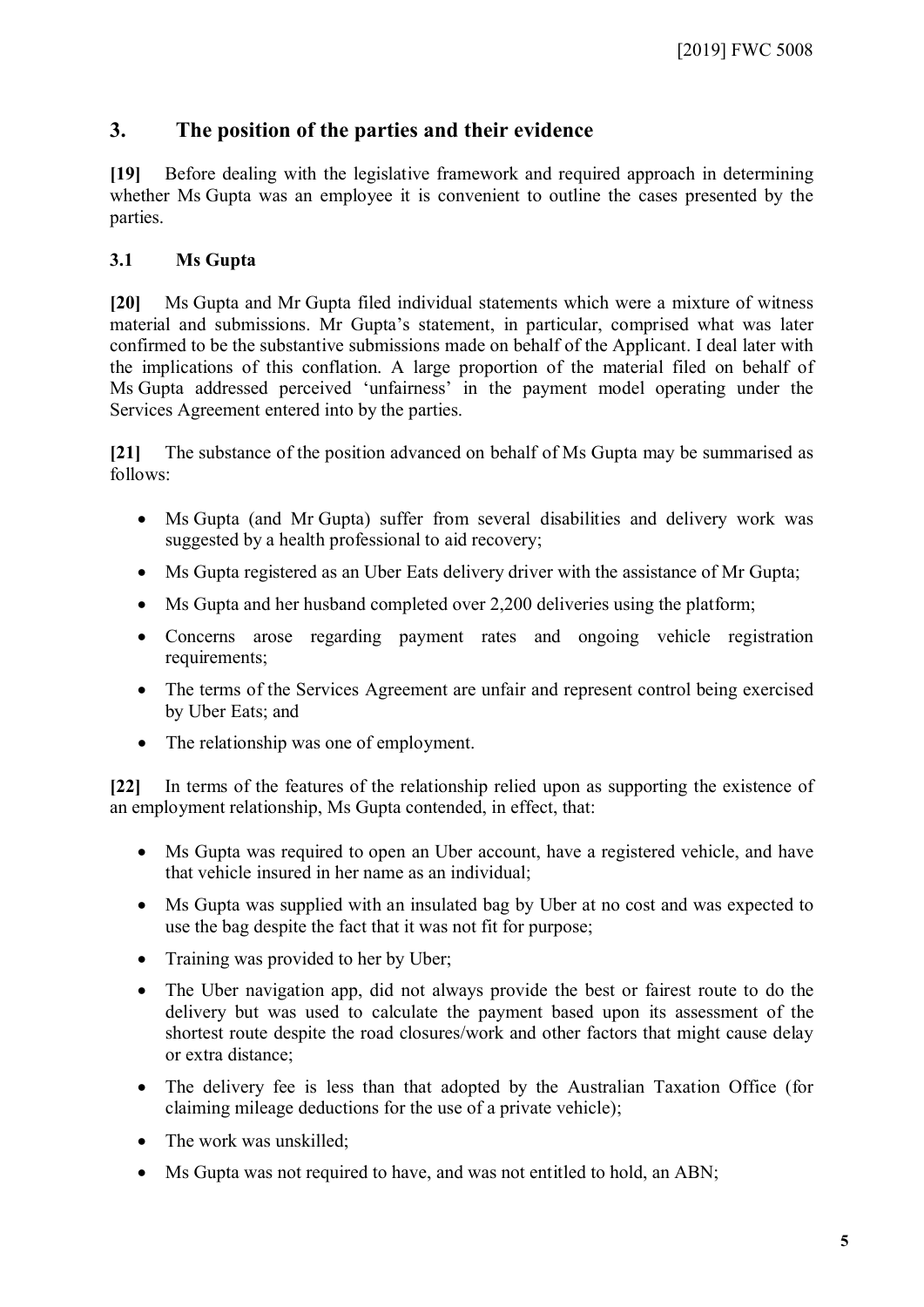## 3. The position of the parties and their evidence

**[19]** Before dealing with the legislative framework and required approach in determining whether Ms Gupta was an employee it is convenient to outline the cases presented by the parties.

### 3.1 Ms Gupta

**[20]** Ms Gupta and Mr Gupta filed individual statements which were a mixture of witness material and submissions. Mr Gupta's statement, in particular, comprised what was later confirmed to be the substantive submissions made on behalf of the Applicant. I deal later with the implications of this conflation. A large proportion of the material filed on behalf of Ms Gupta addressed perceived 'unfairness' in the payment model operating under the Services Agreement entered into by the parties.

**[21]** The substance of the position advanced on behalf of Ms Gupta may be summarised as follows:

- Ms Gupta (and Mr Gupta) suffer from several disabilities and delivery work was suggested by a health professional to aid recovery;
- Ms Gupta registered as an Uber Eats delivery driver with the assistance of Mr Gupta;
- Ms Gupta and her husband completed over 2,200 deliveries using the platform;
- Concerns arose regarding payment rates and ongoing vehicle registration requirements;
- The terms of the Services Agreement are unfair and represent control being exercised by Uber Eats; and
- The relationship was one of employment.

**[22]** In terms of the features of the relationship relied upon as supporting the existence of an employment relationship, Ms Gupta contended, in effect, that:

- Ms Gupta was required to open an Uber account, have a registered vehicle, and have that vehicle insured in her name as an individual;
- Ms Gupta was supplied with an insulated bag by Uber at no cost and was expected to use the bag despite the fact that it was not fit for purpose;
- Training was provided to her by Uber;
- The Uber navigation app, did not always provide the best or fairest route to do the delivery but was used to calculate the payment based upon its assessment of the shortest route despite the road closures/work and other factors that might cause delay or extra distance;
- The delivery fee is less than that adopted by the Australian Taxation Office (for claiming mileage deductions for the use of a private vehicle);
- The work was unskilled;
- Ms Gupta was not required to have, and was not entitled to hold, an ABN;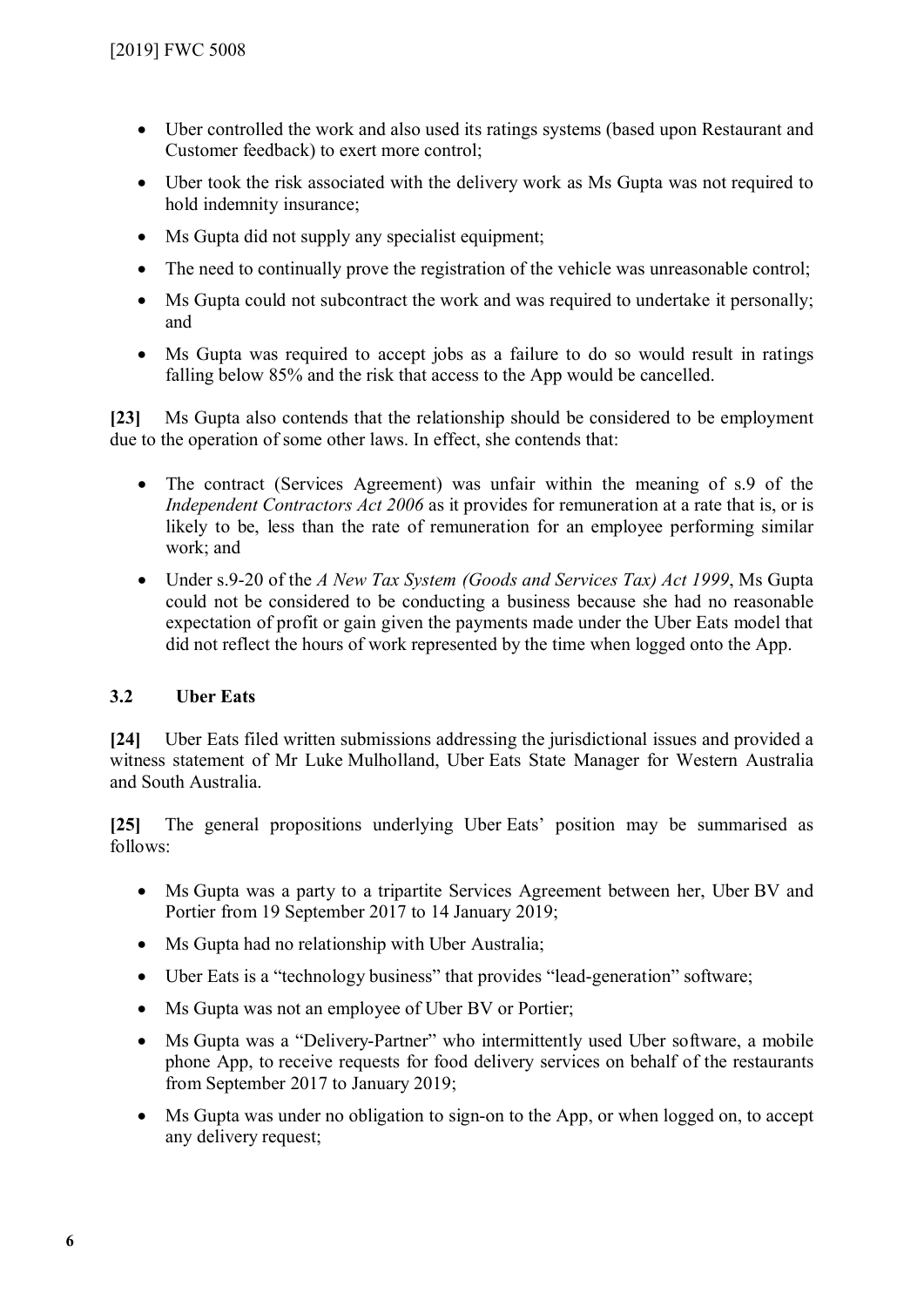- Uber controlled the work and also used its ratings systems (based upon Restaurant and Customer feedback) to exert more control;
- Uber took the risk associated with the delivery work as Ms Gupta was not required to hold indemnity insurance;
- Ms Gupta did not supply any specialist equipment;
- The need to continually prove the registration of the vehicle was unreasonable control;
- Ms Gupta could not subcontract the work and was required to undertake it personally; and
- Ms Gupta was required to accept jobs as a failure to do so would result in ratings falling below 85% and the risk that access to the App would be cancelled.

**[23]** Ms Gupta also contends that the relationship should be considered to be employment due to the operation of some other laws. In effect, she contends that:

- The contract (Services Agreement) was unfair within the meaning of s.9 of the *Independent Contractors Act 2006* as it provides for remuneration at a rate that is, or is likely to be, less than the rate of remuneration for an employee performing similar work; and
- Under s.9-20 of the *A New Tax System (Goods and Services Tax) Act 1999*, Ms Gupta could not be considered to be conducting a business because she had no reasonable expectation of profit or gain given the payments made under the Uber Eats model that did not reflect the hours of work represented by the time when logged onto the App.

### 3.2 Uber Eats

**[24]** Uber Eats filed written submissions addressing the jurisdictional issues and provided a witness statement of Mr Luke Mulholland, Uber Eats State Manager for Western Australia and South Australia.

**[25]** The general propositions underlying Uber Eats' position may be summarised as follows:

- Ms Gupta was a party to a tripartite Services Agreement between her, Uber BV and Portier from 19 September 2017 to 14 January 2019;
- Ms Gupta had no relationship with Uber Australia;
- Uber Eats is a "technology business" that provides "lead-generation" software;
- Ms Gupta was not an employee of Uber BV or Portier;
- Ms Gupta was a "Delivery-Partner" who intermittently used Uber software, a mobile phone App, to receive requests for food delivery services on behalf of the restaurants from September 2017 to January 2019;
- Ms Gupta was under no obligation to sign-on to the App, or when logged on, to accept any delivery request;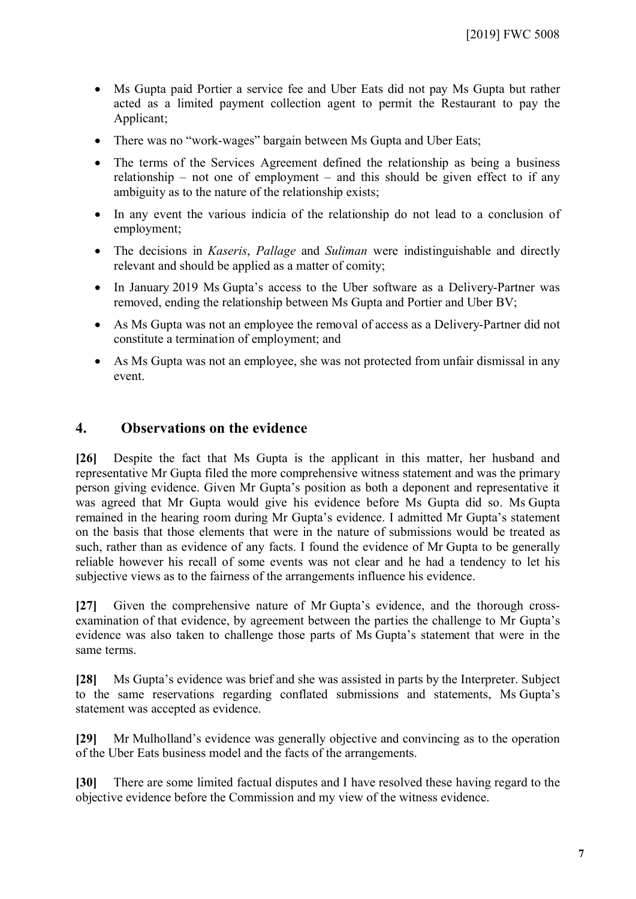- Ms Gupta paid Portier a service fee and Uber Eats did not pay Ms Gupta but rather acted as a limited payment collection agent to permit the Restaurant to pay the Applicant;
- There was no "work-wages" bargain between Ms Gupta and Uber Eats;
- The terms of the Services Agreement defined the relationship as being a business relationship – not one of employment – and this should be given effect to if any ambiguity as to the nature of the relationship exists;
- In any event the various indicia of the relationship do not lead to a conclusion of employment;
- The decisions in *Kaseris*, *Pallage* and *Suliman* were indistinguishable and directly relevant and should be applied as a matter of comity;
- In January 2019 Ms Gupta's access to the Uber software as a Delivery-Partner was removed, ending the relationship between Ms Gupta and Portier and Uber BV;
- As Ms Gupta was not an employee the removal of access as a Delivery-Partner did not constitute a termination of employment; and
- As Ms Gupta was not an employee, she was not protected from unfair dismissal in any event.

## 4. Observations on the evidence

**[26]** Despite the fact that Ms Gupta is the applicant in this matter, her husband and representative Mr Gupta filed the more comprehensive witness statement and was the primary person giving evidence. Given Mr Gupta's position as both a deponent and representative it was agreed that Mr Gupta would give his evidence before Ms Gupta did so. Ms Gupta remained in the hearing room during Mr Gupta's evidence. I admitted Mr Gupta's statement on the basis that those elements that were in the nature of submissions would be treated as such, rather than as evidence of any facts. I found the evidence of Mr Gupta to be generally reliable however his recall of some events was not clear and he had a tendency to let his subjective views as to the fairness of the arrangements influence his evidence.

**[27]** Given the comprehensive nature of Mr Gupta's evidence, and the thorough cross-examination of that evidence, by agreement between the parties the challenge to Mr Gupta's evidence was also taken to challenge those parts of Ms Gupta's statement that were in the same terms.

**[28]** Ms Gupta's evidence was brief and she was assisted in parts by the Interpreter. Subject to the same reservations regarding conflated submissions and statements, Ms Gupta's statement was accepted as evidence.

**[29]** Mr Mulholland's evidence was generally objective and convincing as to the operation of the Uber Eats business model and the facts of the arrangements.

**[30]** There are some limited factual disputes and I have resolved these having regard to the objective evidence before the Commission and my view of the witness evidence.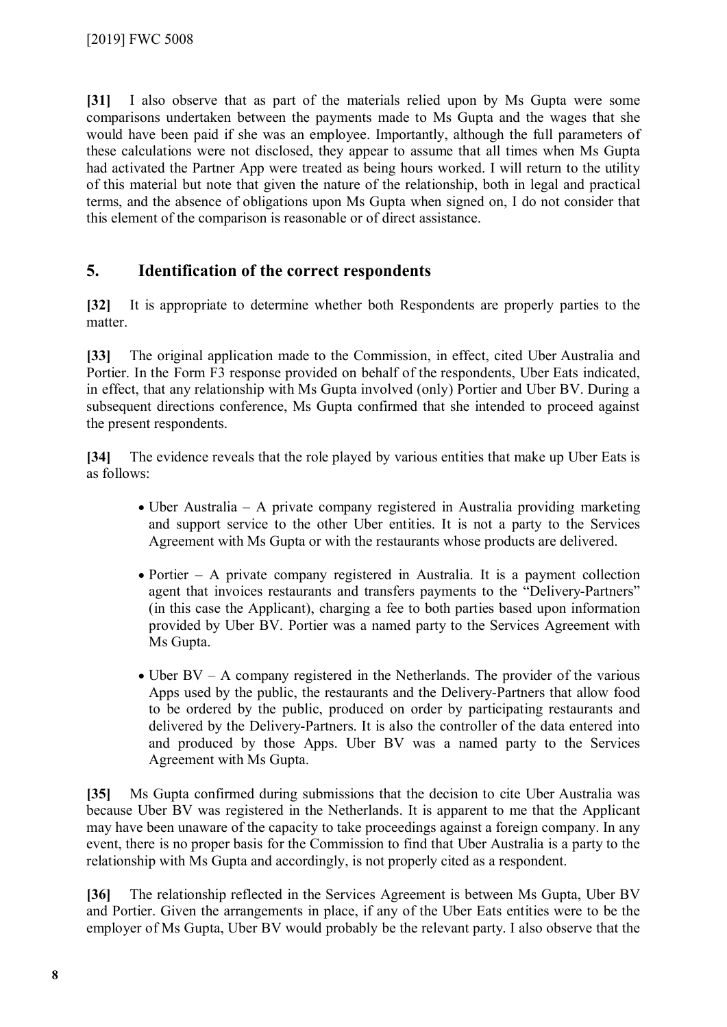**[31]** I also observe that as part of the materials relied upon by Ms Gupta were some comparisons undertaken between the payments made to Ms Gupta and the wages that she would have been paid if she was an employee. Importantly, although the full parameters of these calculations were not disclosed, they appear to assume that all times when Ms Gupta had activated the Partner App were treated as being hours worked. I will return to the utility of this material but note that given the nature of the relationship, both in legal and practical terms, and the absence of obligations upon Ms Gupta when signed on, I do not consider that this element of the comparison is reasonable or of direct assistance.

## 5. Identification of the correct respondents

**[32]** It is appropriate to determine whether both Respondents are properly parties to the matter.

**[33]** The original application made to the Commission, in effect, cited Uber Australia and Portier. In the Form F3 response provided on behalf of the respondents, Uber Eats indicated, in effect, that any relationship with Ms Gupta involved (only) Portier and Uber BV. During a subsequent directions conference, Ms Gupta confirmed that she intended to proceed against the present respondents.

**[34]** The evidence reveals that the role played by various entities that make up Uber Eats is as follows:

- Uber Australia – A private company registered in Australia providing marketing and support service to the other Uber entities. It is not a party to the Services Agreement with Ms Gupta or with the restaurants whose products are delivered.
- Portier – A private company registered in Australia. It is a payment collection agent that invoices restaurants and transfers payments to the "Delivery-Partners" (in this case the Applicant), charging a fee to both parties based upon information provided by Uber BV. Portier was a named party to the Services Agreement with Ms Gupta.
- Uber BV – A company registered in the Netherlands. The provider of the various Apps used by the public, the restaurants and the Delivery-Partners that allow food to be ordered by the public, produced on order by participating restaurants and delivered by the Delivery-Partners. It is also the controller of the data entered into and produced by those Apps. Uber BV was a named party to the Services Agreement with Ms Gupta.

**[35]** Ms Gupta confirmed during submissions that the decision to cite Uber Australia was because Uber BV was registered in the Netherlands. It is apparent to me that the Applicant may have been unaware of the capacity to take proceedings against a foreign company. In any event, there is no proper basis for the Commission to find that Uber Australia is a party to the relationship with Ms Gupta and accordingly, is not properly cited as a respondent.

**[36]** The relationship reflected in the Services Agreement is between Ms Gupta, Uber BV and Portier. Given the arrangements in place, if any of the Uber Eats entities were to be the employer of Ms Gupta, Uber BV would probably be the relevant party. I also observe that the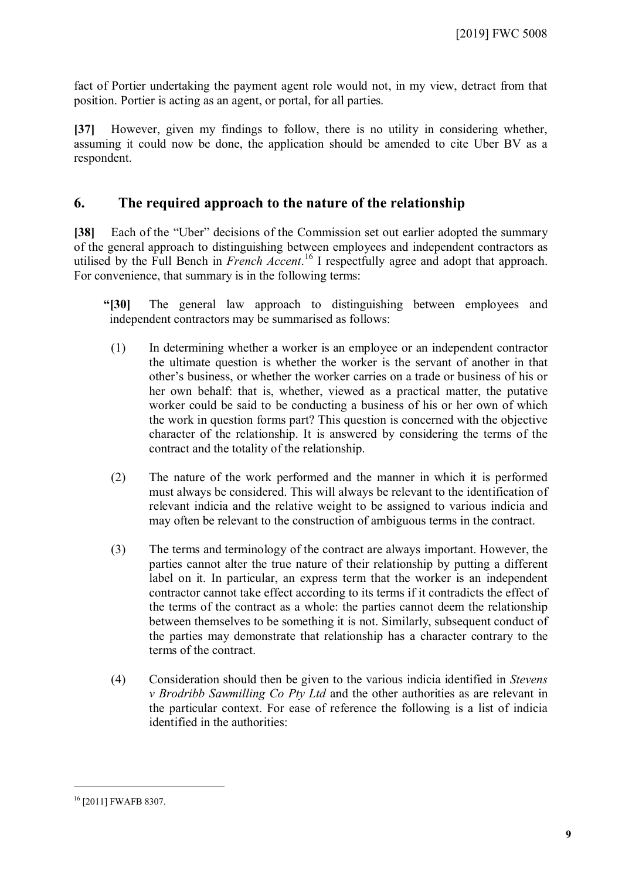fact of Portier undertaking the payment agent role would not, in my view, detract from that position. Portier is acting as an agent, or portal, for all parties.

**[37]** However, given my findings to follow, there is no utility in considering whether, assuming it could now be done, the application should be amended to cite Uber BV as a respondent.

## 6. The required approach to the nature of the relationship

**[38]** Each of the "Uber" decisions of the Commission set out earlier adopted the summary of the general approach to distinguishing between employees and independent contractors as utilised by the Full Bench in *French Accent*.[16] I respectfully agree and adopt that approach. For convenience, that summary is in the following terms:

> **"[30]** The general law approach to distinguishing between employees and independent contractors may be summarised as follows:
>
> (1) In determining whether a worker is an employee or an independent contractor the ultimate question is whether the worker is the servant of another in that other's business, or whether the worker carries on a trade or business of his or her own behalf: that is, whether, viewed as a practical matter, the putative worker could be said to be conducting a business of his or her own of which the work in question forms part? This question is concerned with the objective character of the relationship. It is answered by considering the terms of the contract and the totality of the relationship.
>
> (2) The nature of the work performed and the manner in which it is performed must always be considered. This will always be relevant to the identification of relevant indicia and the relative weight to be assigned to various indicia and may often be relevant to the construction of ambiguous terms in the contract.
>
> (3) The terms and terminology of the contract are always important. However, the parties cannot alter the true nature of their relationship by putting a different label on it. In particular, an express term that the worker is an independent contractor cannot take effect according to its terms if it contradicts the effect of the terms of the contract as a whole: the parties cannot deem the relationship between themselves to be something it is not. Similarly, subsequent conduct of the parties may demonstrate that relationship has a character contrary to the terms of the contract.
>
> (4) Consideration should then be given to the various indicia identified in *Stevens v Brodribb Sawmilling Co Pty Ltd* and the other authorities as are relevant in the particular context. For ease of reference the following is a list of indicia identified in the authorities:

---

[16] [2011] FWAFB 8307.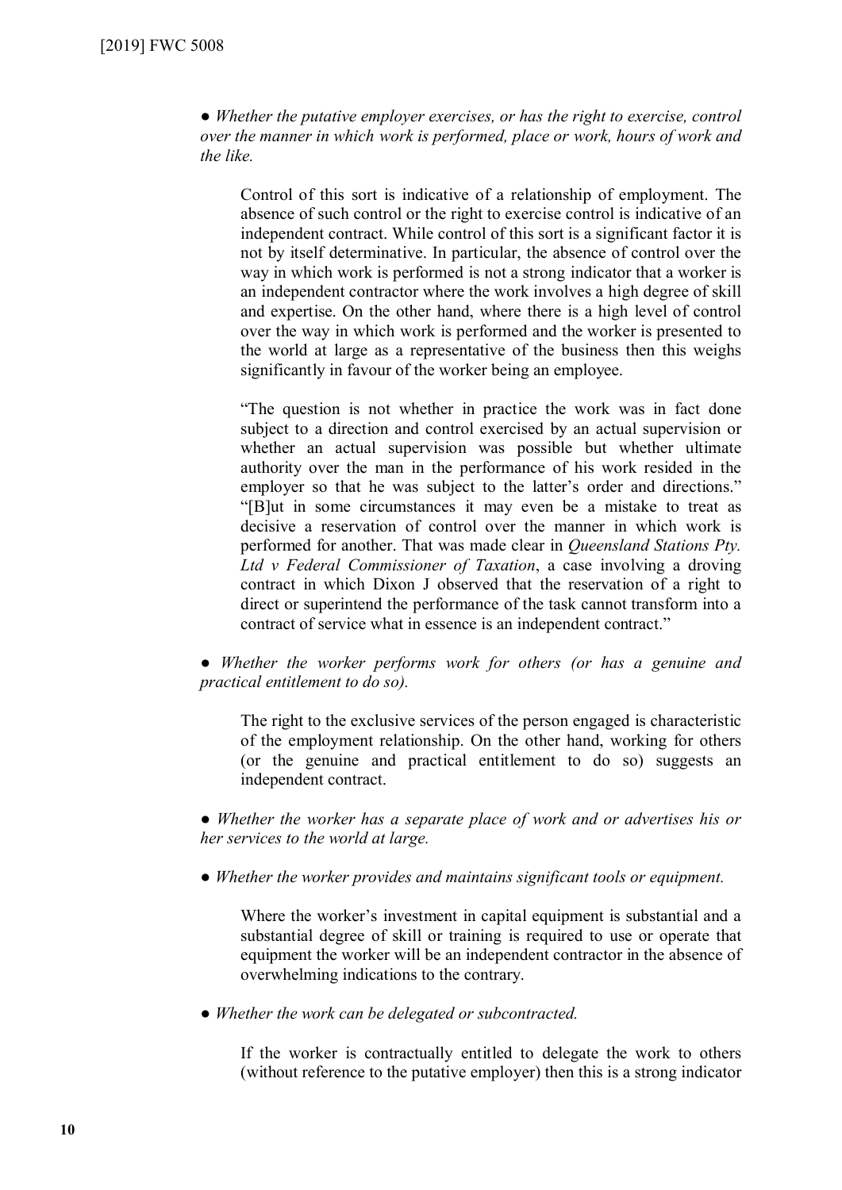● *Whether the putative employer exercises, or has the right to exercise, control over the manner in which work is performed, place or work, hours of work and the like.*

Control of this sort is indicative of a relationship of employment. The absence of such control or the right to exercise control is indicative of an independent contract. While control of this sort is a significant factor it is not by itself determinative. In particular, the absence of control over the way in which work is performed is not a strong indicator that a worker is an independent contractor where the work involves a high degree of skill and expertise. On the other hand, where there is a high level of control over the way in which work is performed and the worker is presented to the world at large as a representative of the business then this weighs significantly in favour of the worker being an employee.

"The question is not whether in practice the work was in fact done subject to a direction and control exercised by an actual supervision or whether an actual supervision was possible but whether ultimate authority over the man in the performance of his work resided in the employer so that he was subject to the latter's order and directions." "[B]ut in some circumstances it may even be a mistake to treat as decisive a reservation of control over the manner in which work is performed for another. That was made clear in *Queensland Stations Pty. Ltd v Federal Commissioner of Taxation*, a case involving a droving contract in which Dixon J observed that the reservation of a right to direct or superintend the performance of the task cannot transform into a contract of service what in essence is an independent contract."

● *Whether the worker performs work for others (or has a genuine and practical entitlement to do so).*

The right to the exclusive services of the person engaged is characteristic of the employment relationship. On the other hand, working for others (or the genuine and practical entitlement to do so) suggests an independent contract.

● *Whether the worker has a separate place of work and or advertises his or her services to the world at large.*

● *Whether the worker provides and maintains significant tools or equipment.*

Where the worker's investment in capital equipment is substantial and a substantial degree of skill or training is required to use or operate that equipment the worker will be an independent contractor in the absence of overwhelming indications to the contrary.

● *Whether the work can be delegated or subcontracted.*

If the worker is contractually entitled to delegate the work to others (without reference to the putative employer) then this is a strong indicator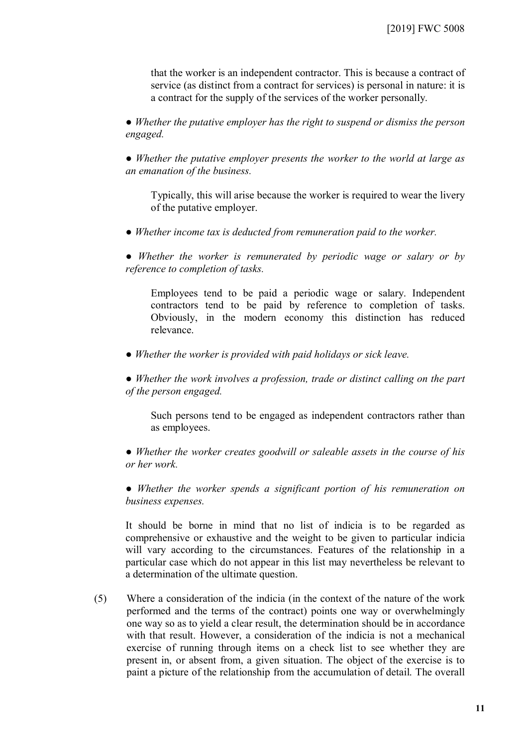that the worker is an independent contractor. This is because a contract of service (as distinct from a contract for services) is personal in nature: it is a contract for the supply of the services of the worker personally.

- *Whether the putative employer has the right to suspend or dismiss the person engaged.*

- *Whether the putative employer presents the worker to the world at large as an emanation of the business.*

  Typically, this will arise because the worker is required to wear the livery of the putative employer.

- *Whether income tax is deducted from remuneration paid to the worker.*

- *Whether the worker is remunerated by periodic wage or salary or by reference to completion of tasks.*

  Employees tend to be paid a periodic wage or salary. Independent contractors tend to be paid by reference to completion of tasks. Obviously, in the modern economy this distinction has reduced relevance.

- *Whether the worker is provided with paid holidays or sick leave.*

- *Whether the work involves a profession, trade or distinct calling on the part of the person engaged.*

  Such persons tend to be engaged as independent contractors rather than as employees.

- *Whether the worker creates goodwill or saleable assets in the course of his or her work.*

- *Whether the worker spends a significant portion of his remuneration on business expenses.*

It should be borne in mind that no list of indicia is to be regarded as comprehensive or exhaustive and the weight to be given to particular indicia will vary according to the circumstances. Features of the relationship in a particular case which do not appear in this list may nevertheless be relevant to a determination of the ultimate question.

(5) Where a consideration of the indicia (in the context of the nature of the work performed and the terms of the contract) points one way or overwhelmingly one way so as to yield a clear result, the determination should be in accordance with that result. However, a consideration of the indicia is not a mechanical exercise of running through items on a check list to see whether they are present in, or absent from, a given situation. The object of the exercise is to paint a picture of the relationship from the accumulation of detail. The overall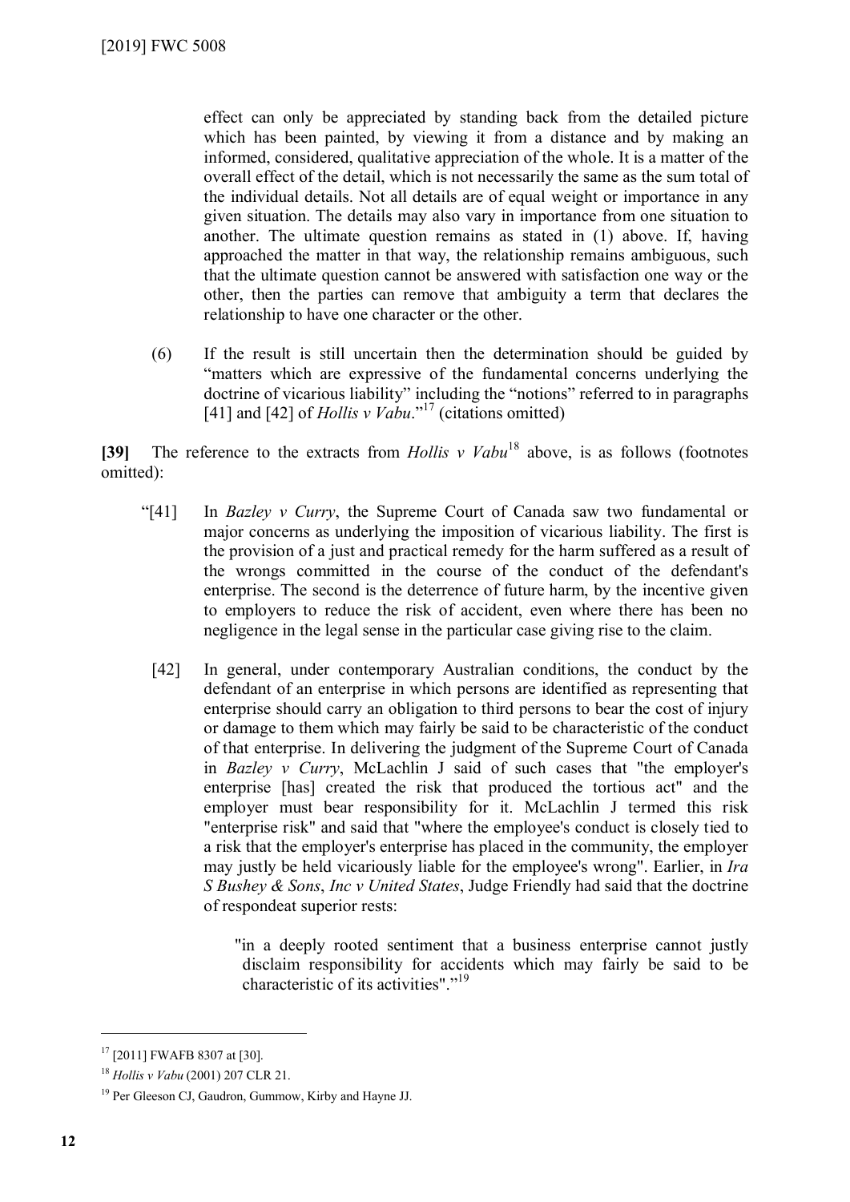effect can only be appreciated by standing back from the detailed picture which has been painted, by viewing it from a distance and by making an informed, considered, qualitative appreciation of the whole. It is a matter of the overall effect of the detail, which is not necessarily the same as the sum total of the individual details. Not all details are of equal weight or importance in any given situation. The details may also vary in importance from one situation to another. The ultimate question remains as stated in (1) above. If, having approached the matter in that way, the relationship remains ambiguous, such that the ultimate question cannot be answered with satisfaction one way or the other, then the parties can remove that ambiguity a term that declares the relationship to have one character or the other.

(6) If the result is still uncertain then the determination should be guided by "matters which are expressive of the fundamental concerns underlying the doctrine of vicarious liability" including the "notions" referred to in paragraphs [41] and [42] of *Hollis v Vabu*."[17] (citations omitted)

**[39]** The reference to the extracts from *Hollis v Vabu*[18] above, is as follows (footnotes omitted):

> "[41] In *Bazley v Curry*, the Supreme Court of Canada saw two fundamental or major concerns as underlying the imposition of vicarious liability. The first is the provision of a just and practical remedy for the harm suffered as a result of the wrongs committed in the course of the conduct of the defendant's enterprise. The second is the deterrence of future harm, by the incentive given to employers to reduce the risk of accident, even where there has been no negligence in the legal sense in the particular case giving rise to the claim.
>
> [42] In general, under contemporary Australian conditions, the conduct by the defendant of an enterprise in which persons are identified as representing that enterprise should carry an obligation to third persons to bear the cost of injury or damage to them which may fairly be said to be characteristic of the conduct of that enterprise. In delivering the judgment of the Supreme Court of Canada in *Bazley v Curry*, McLachlin J said of such cases that "the employer's enterprise [has] created the risk that produced the tortious act" and the employer must bear responsibility for it. McLachlin J termed this risk "enterprise risk" and said that "where the employee's conduct is closely tied to a risk that the employer's enterprise has placed in the community, the employer may justly be held vicariously liable for the employee's wrong". Earlier, in *Ira S Bushey & Sons, Inc v United States*, Judge Friendly had said that the doctrine of respondeat superior rests:
>
> > "in a deeply rooted sentiment that a business enterprise cannot justly disclaim responsibility for accidents which may fairly be said to be characteristic of its activities"."[19]

---

[17] [2011] FWAFB 8307 at [30].

[18] *Hollis v Vabu* (2001) 207 CLR 21.

[19] Per Gleeson CJ, Gaudron, Gummow, Kirby and Hayne JJ.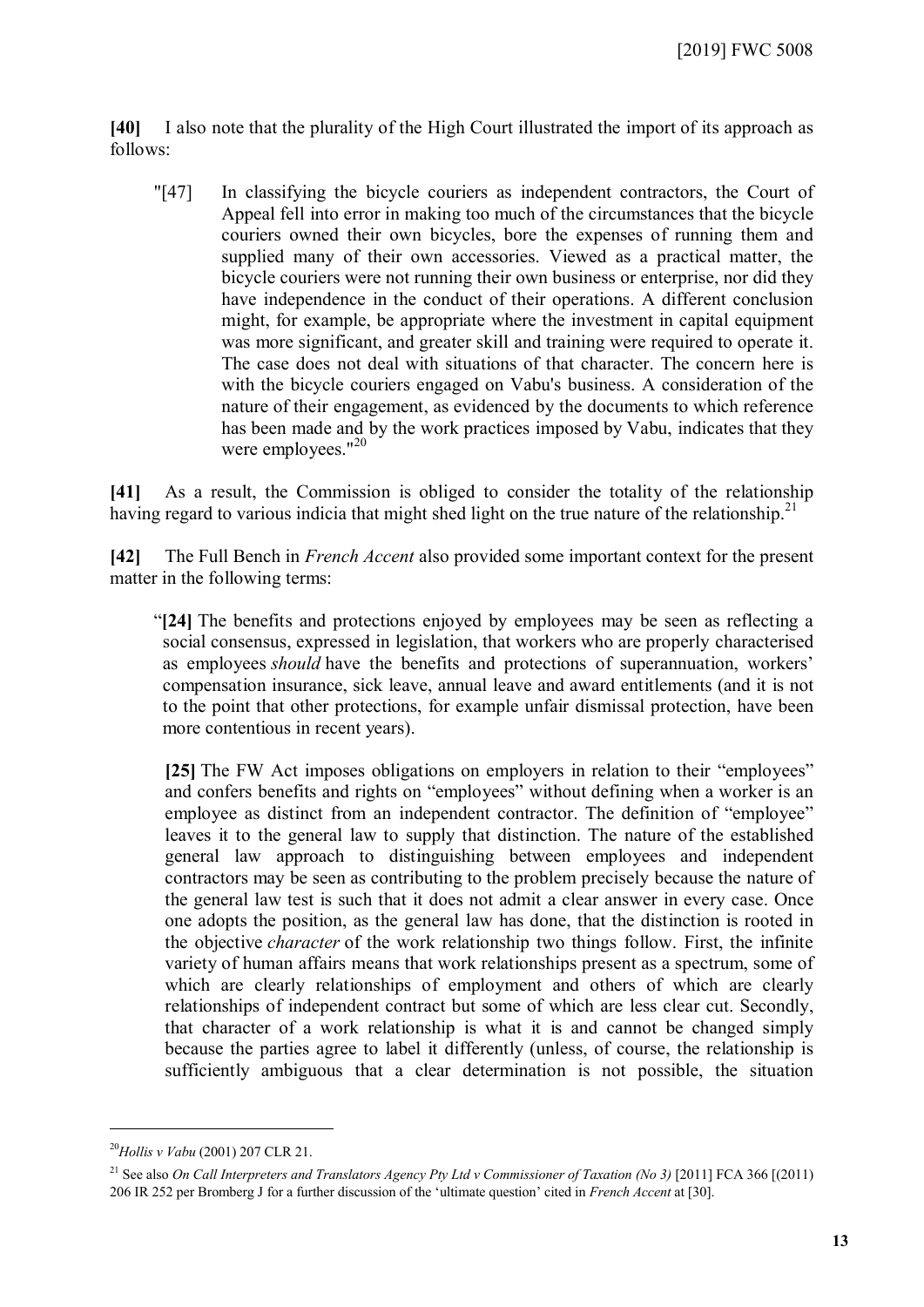**[40]** I also note that the plurality of the High Court illustrated the import of its approach as follows:

> "[47] In classifying the bicycle couriers as independent contractors, the Court of Appeal fell into error in making too much of the circumstances that the bicycle couriers owned their own bicycles, bore the expenses of running them and supplied many of their own accessories. Viewed as a practical matter, the bicycle couriers were not running their own business or enterprise, nor did they have independence in the conduct of their operations. A different conclusion might, for example, be appropriate where the investment in capital equipment was more significant, and greater skill and training were required to operate it. The case does not deal with situations of that character. The concern here is with the bicycle couriers engaged on Vabu's business. A consideration of the nature of their engagement, as evidenced by the documents to which reference has been made and by the work practices imposed by Vabu, indicates that they were employees."[20]

**[41]** As a result, the Commission is obliged to consider the totality of the relationship having regard to various indicia that might shed light on the true nature of the relationship.[21]

**[42]** The Full Bench in *French Accent* also provided some important context for the present matter in the following terms:

> "**[24]** The benefits and protections enjoyed by employees may be seen as reflecting a social consensus, expressed in legislation, that workers who are properly characterised as employees *should* have the benefits and protections of superannuation, workers' compensation insurance, sick leave, annual leave and award entitlements (and it is not to the point that other protections, for example unfair dismissal protection, have been more contentious in recent years).
>
> **[25]** The FW Act imposes obligations on employers in relation to their "employees" and confers benefits and rights on "employees" without defining when a worker is an employee as distinct from an independent contractor. The definition of "employee" leaves it to the general law to supply that distinction. The nature of the established general law approach to distinguishing between employees and independent contractors may be seen as contributing to the problem precisely because the nature of the general law test is such that it does not admit a clear answer in every case. Once one adopts the position, as the general law has done, that the distinction is rooted in the objective *character* of the work relationship two things follow. First, the infinite variety of human affairs means that work relationships present as a spectrum, some of which are clearly relationships of employment and others of which are clearly relationships of independent contract but some of which are less clear cut. Secondly, that character of a work relationship is what it is and cannot be changed simply because the parties agree to label it differently (unless, of course, the relationship is sufficiently ambiguous that a clear determination is not possible, the situation

---

[20] *Hollis v Vabu* (2001) 207 CLR 21.

[21] See also *On Call Interpreters and Translators Agency Pty Ltd v Commissioner of Taxation (No 3)* [2011] FCA 366 [(2011) 206 IR 252 per Bromberg J for a further discussion of the 'ultimate question' cited in *French Accent* at [30].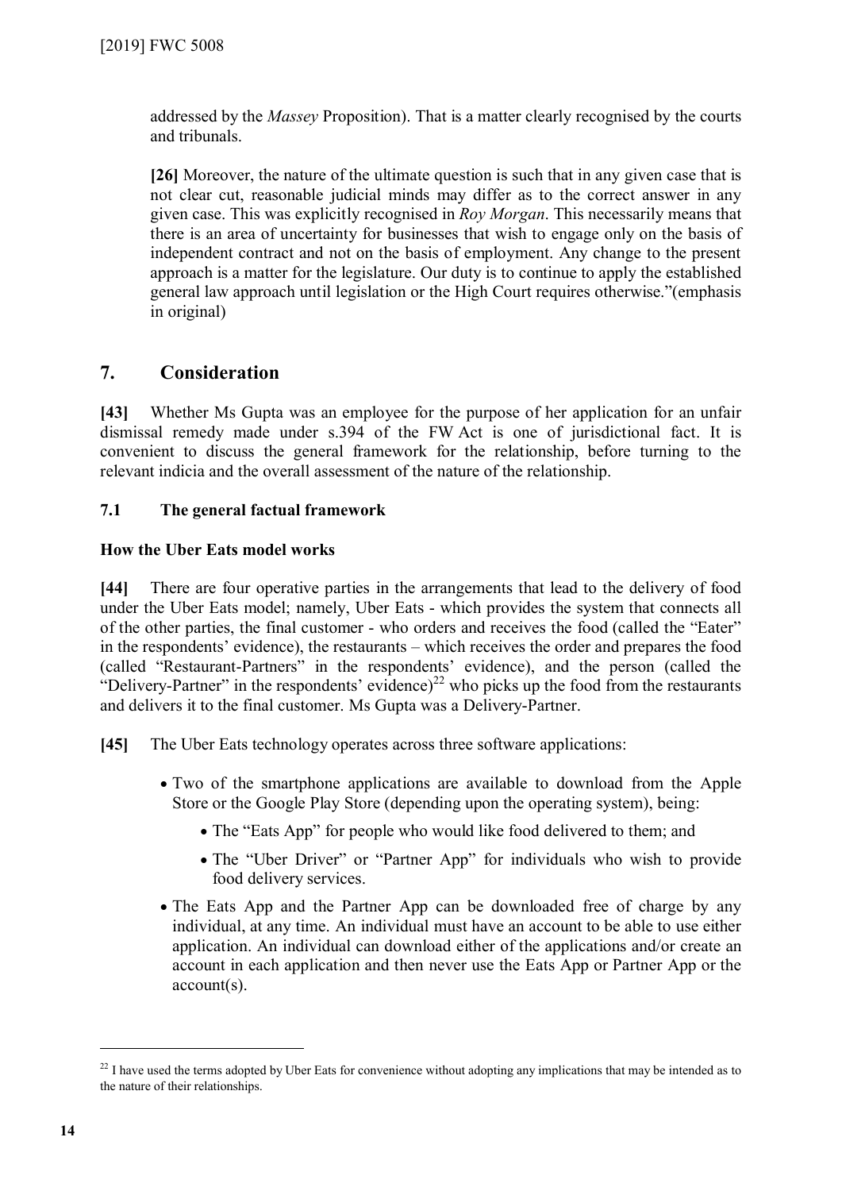addressed by the *Massey* Proposition). That is a matter clearly recognised by the courts and tribunals.

**[26]** Moreover, the nature of the ultimate question is such that in any given case that is not clear cut, reasonable judicial minds may differ as to the correct answer in any given case. This was explicitly recognised in *Roy Morgan*. This necessarily means that there is an area of uncertainty for businesses that wish to engage only on the basis of independent contract and not on the basis of employment. Any change to the present approach is a matter for the legislature. Our duty is to continue to apply the established general law approach until legislation or the High Court requires otherwise."(emphasis in original)

## 7. Consideration

**[43]** Whether Ms Gupta was an employee for the purpose of her application for an unfair dismissal remedy made under s.394 of the FW Act is one of jurisdictional fact. It is convenient to discuss the general framework for the relationship, before turning to the relevant indicia and the overall assessment of the nature of the relationship.

### 7.1 The general factual framework

**How the Uber Eats model works**

**[44]** There are four operative parties in the arrangements that lead to the delivery of food under the Uber Eats model; namely, Uber Eats - which provides the system that connects all of the other parties, the final customer - who orders and receives the food (called the "Eater" in the respondents' evidence), the restaurants – which receives the order and prepares the food (called "Restaurant-Partners" in the respondents' evidence), and the person (called the "Delivery-Partner" in the respondents' evidence)[22] who picks up the food from the restaurants and delivers it to the final customer. Ms Gupta was a Delivery-Partner.

**[45]** The Uber Eats technology operates across three software applications:

- Two of the smartphone applications are available to download from the Apple Store or the Google Play Store (depending upon the operating system), being:
  - The "Eats App" for people who would like food delivered to them; and
  - The "Uber Driver" or "Partner App" for individuals who wish to provide food delivery services.
- The Eats App and the Partner App can be downloaded free of charge by any individual, at any time. An individual must have an account to be able to use either application. An individual can download either of the applications and/or create an account in each application and then never use the Eats App or Partner App or the account(s).

---

[22] I have used the terms adopted by Uber Eats for convenience without adopting any implications that may be intended as to the nature of their relationships.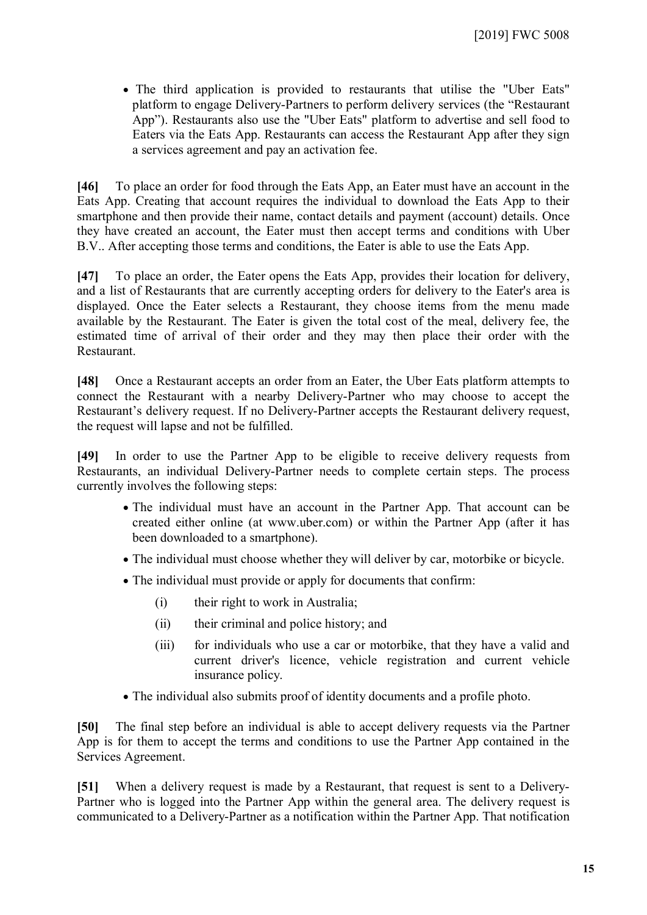- The third application is provided to restaurants that utilise the "Uber Eats" platform to engage Delivery-Partners to perform delivery services (the "Restaurant App"). Restaurants also use the "Uber Eats" platform to advertise and sell food to Eaters via the Eats App. Restaurants can access the Restaurant App after they sign a services agreement and pay an activation fee.

**[46]** To place an order for food through the Eats App, an Eater must have an account in the Eats App. Creating that account requires the individual to download the Eats App to their smartphone and then provide their name, contact details and payment (account) details. Once they have created an account, the Eater must then accept terms and conditions with Uber B.V.. After accepting those terms and conditions, the Eater is able to use the Eats App.

**[47]** To place an order, the Eater opens the Eats App, provides their location for delivery, and a list of Restaurants that are currently accepting orders for delivery to the Eater's area is displayed. Once the Eater selects a Restaurant, they choose items from the menu made available by the Restaurant. The Eater is given the total cost of the meal, delivery fee, the estimated time of arrival of their order and they may then place their order with the Restaurant.

**[48]** Once a Restaurant accepts an order from an Eater, the Uber Eats platform attempts to connect the Restaurant with a nearby Delivery-Partner who may choose to accept the Restaurant's delivery request. If no Delivery-Partner accepts the Restaurant delivery request, the request will lapse and not be fulfilled.

**[49]** In order to use the Partner App to be eligible to receive delivery requests from Restaurants, an individual Delivery-Partner needs to complete certain steps. The process currently involves the following steps:

- The individual must have an account in the Partner App. That account can be created either online (at www.uber.com) or within the Partner App (after it has been downloaded to a smartphone).
- The individual must choose whether they will deliver by car, motorbike or bicycle.
- The individual must provide or apply for documents that confirm:
  - (i) their right to work in Australia;
  - (ii) their criminal and police history; and
  - (iii) for individuals who use a car or motorbike, that they have a valid and current driver's licence, vehicle registration and current vehicle insurance policy.
- The individual also submits proof of identity documents and a profile photo.

**[50]** The final step before an individual is able to accept delivery requests via the Partner App is for them to accept the terms and conditions to use the Partner App contained in the Services Agreement.

**[51]** When a delivery request is made by a Restaurant, that request is sent to a Delivery-Partner who is logged into the Partner App within the general area. The delivery request is communicated to a Delivery-Partner as a notification within the Partner App. That notification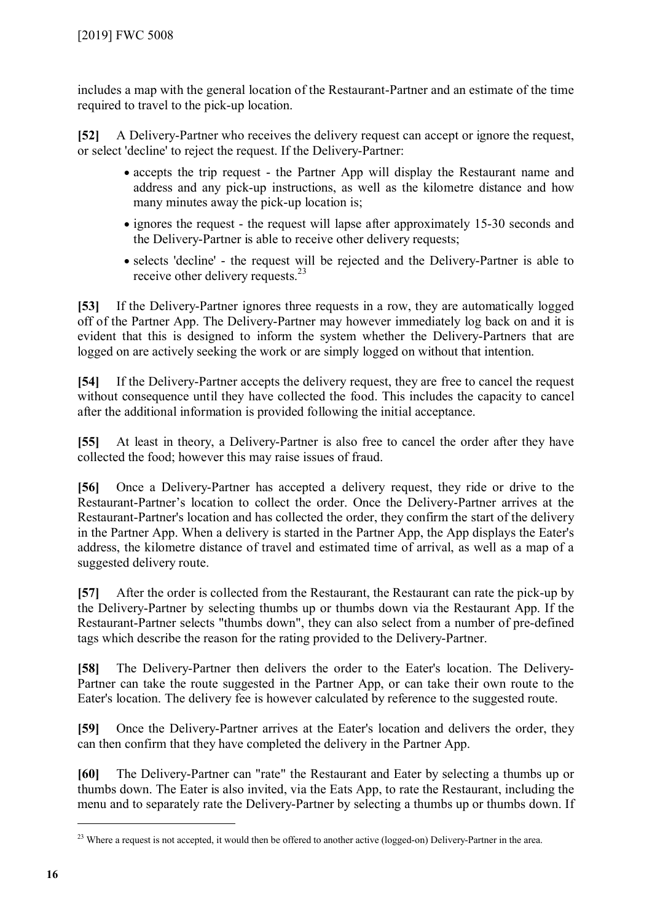includes a map with the general location of the Restaurant-Partner and an estimate of the time required to travel to the pick-up location.

**[52]** A Delivery-Partner who receives the delivery request can accept or ignore the request, or select 'decline' to reject the request. If the Delivery-Partner:

- accepts the trip request - the Partner App will display the Restaurant name and address and any pick-up instructions, as well as the kilometre distance and how many minutes away the pick-up location is;
- ignores the request - the request will lapse after approximately 15-30 seconds and the Delivery-Partner is able to receive other delivery requests;
- selects 'decline' - the request will be rejected and the Delivery-Partner is able to receive other delivery requests.[23]

**[53]** If the Delivery-Partner ignores three requests in a row, they are automatically logged off of the Partner App. The Delivery-Partner may however immediately log back on and it is evident that this is designed to inform the system whether the Delivery-Partners that are logged on are actively seeking the work or are simply logged on without that intention.

**[54]** If the Delivery-Partner accepts the delivery request, they are free to cancel the request without consequence until they have collected the food. This includes the capacity to cancel after the additional information is provided following the initial acceptance.

**[55]** At least in theory, a Delivery-Partner is also free to cancel the order after they have collected the food; however this may raise issues of fraud.

**[56]** Once a Delivery-Partner has accepted a delivery request, they ride or drive to the Restaurant-Partner's location to collect the order. Once the Delivery-Partner arrives at the Restaurant-Partner's location and has collected the order, they confirm the start of the delivery in the Partner App. When a delivery is started in the Partner App, the App displays the Eater's address, the kilometre distance of travel and estimated time of arrival, as well as a map of a suggested delivery route.

**[57]** After the order is collected from the Restaurant, the Restaurant can rate the pick-up by the Delivery-Partner by selecting thumbs up or thumbs down via the Restaurant App. If the Restaurant-Partner selects "thumbs down", they can also select from a number of pre-defined tags which describe the reason for the rating provided to the Delivery-Partner.

**[58]** The Delivery-Partner then delivers the order to the Eater's location. The Delivery-Partner can take the route suggested in the Partner App, or can take their own route to the Eater's location. The delivery fee is however calculated by reference to the suggested route.

**[59]** Once the Delivery-Partner arrives at the Eater's location and delivers the order, they can then confirm that they have completed the delivery in the Partner App.

**[60]** The Delivery-Partner can "rate" the Restaurant and Eater by selecting a thumbs up or thumbs down. The Eater is also invited, via the Eats App, to rate the Restaurant, including the menu and to separately rate the Delivery-Partner by selecting a thumbs up or thumbs down. If

---

[23] Where a request is not accepted, it would then be offered to another active (logged-on) Delivery-Partner in the area.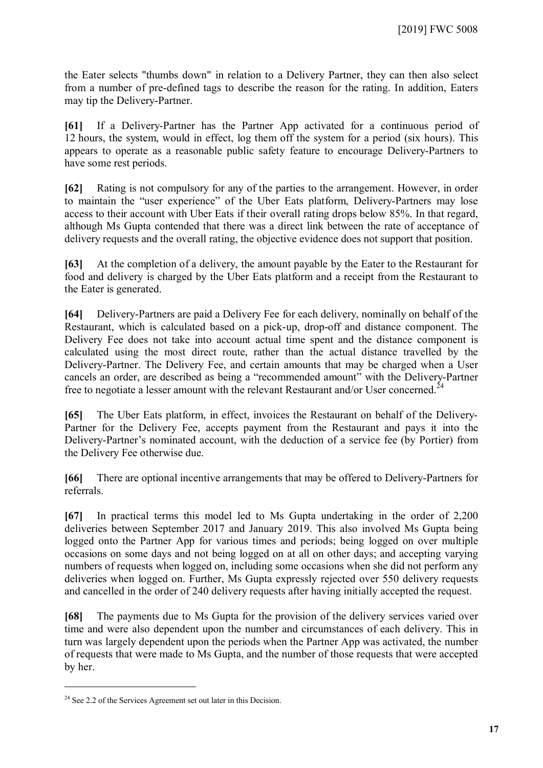the Eater selects "thumbs down" in relation to a Delivery Partner, they can then also select from a number of pre-defined tags to describe the reason for the rating. In addition, Eaters may tip the Delivery-Partner.

**[61]** If a Delivery-Partner has the Partner App activated for a continuous period of 12 hours, the system, would in effect, log them off the system for a period (six hours). This appears to operate as a reasonable public safety feature to encourage Delivery-Partners to have some rest periods.

**[62]** Rating is not compulsory for any of the parties to the arrangement. However, in order to maintain the "user experience" of the Uber Eats platform, Delivery-Partners may lose access to their account with Uber Eats if their overall rating drops below 85%. In that regard, although Ms Gupta contended that there was a direct link between the rate of acceptance of delivery requests and the overall rating, the objective evidence does not support that position.

**[63]** At the completion of a delivery, the amount payable by the Eater to the Restaurant for food and delivery is charged by the Uber Eats platform and a receipt from the Restaurant to the Eater is generated.

**[64]** Delivery-Partners are paid a Delivery Fee for each delivery, nominally on behalf of the Restaurant, which is calculated based on a pick-up, drop-off and distance component. The Delivery Fee does not take into account actual time spent and the distance component is calculated using the most direct route, rather than the actual distance travelled by the Delivery-Partner. The Delivery Fee, and certain amounts that may be charged when a User cancels an order, are described as being a "recommended amount" with the Delivery-Partner free to negotiate a lesser amount with the relevant Restaurant and/or User concerned.[24]

**[65]** The Uber Eats platform, in effect, invoices the Restaurant on behalf of the Delivery-Partner for the Delivery Fee, accepts payment from the Restaurant and pays it into the Delivery-Partner's nominated account, with the deduction of a service fee (by Portier) from the Delivery Fee otherwise due.

**[66]** There are optional incentive arrangements that may be offered to Delivery-Partners for referrals.

**[67]** In practical terms this model led to Ms Gupta undertaking in the order of 2,200 deliveries between September 2017 and January 2019. This also involved Ms Gupta being logged onto the Partner App for various times and periods; being logged on over multiple occasions on some days and not being logged on at all on other days; and accepting varying numbers of requests when logged on, including some occasions when she did not perform any deliveries when logged on. Further, Ms Gupta expressly rejected over 550 delivery requests and cancelled in the order of 240 delivery requests after having initially accepted the request.

**[68]** The payments due to Ms Gupta for the provision of the delivery services varied over time and were also dependent upon the number and circumstances of each delivery. This in turn was largely dependent upon the periods when the Partner App was activated, the number of requests that were made to Ms Gupta, and the number of those requests that were accepted by her.

---

[24] See 2.2 of the Services Agreement set out later in this Decision.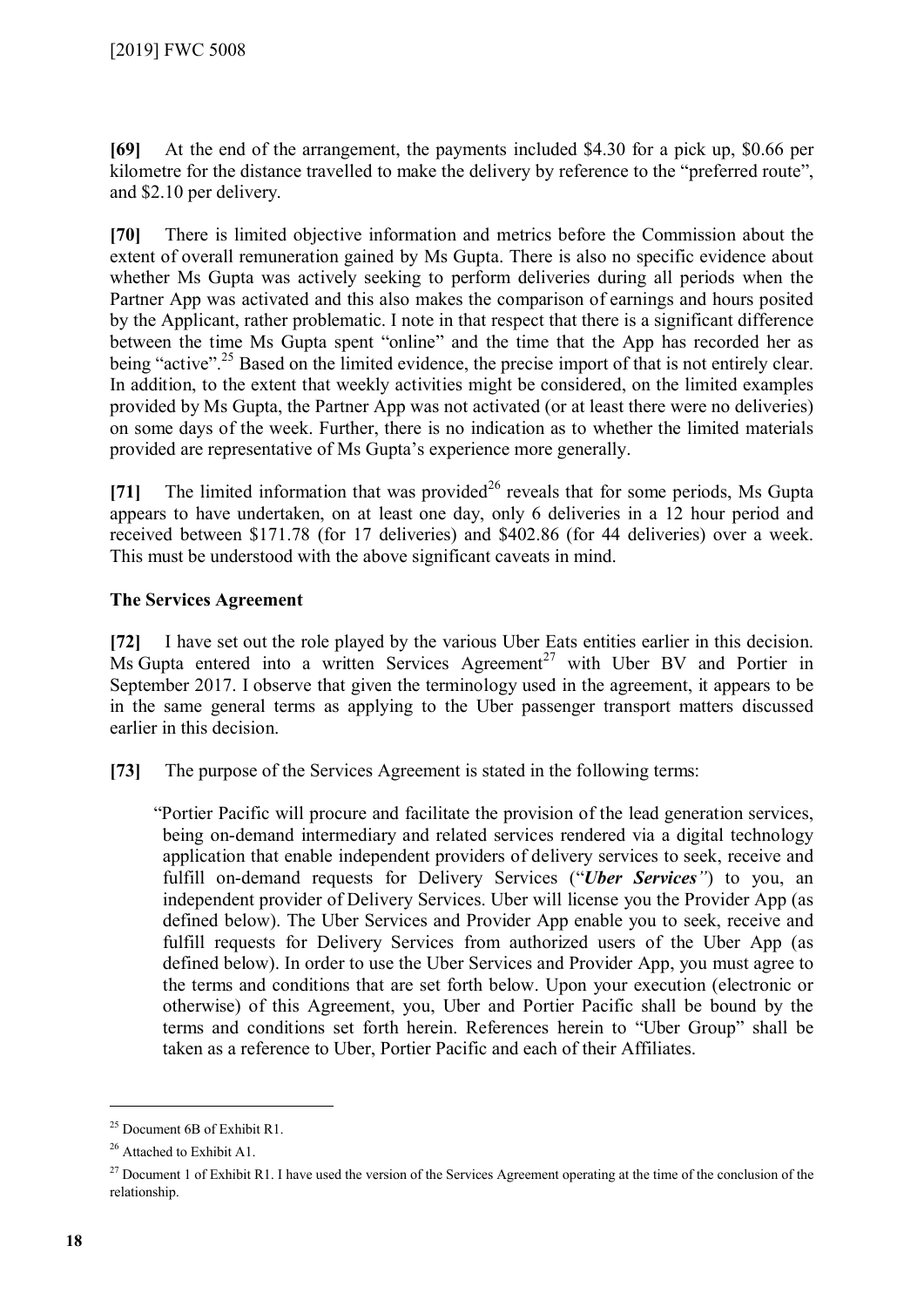**[69]** At the end of the arrangement, the payments included $4.30 for a pick up, $0.66 per kilometre for the distance travelled to make the delivery by reference to the "preferred route", and $2.10 per delivery.

**[70]** There is limited objective information and metrics before the Commission about the extent of overall remuneration gained by Ms Gupta. There is also no specific evidence about whether Ms Gupta was actively seeking to perform deliveries during all periods when the Partner App was activated and this also makes the comparison of earnings and hours posited by the Applicant, rather problematic. I note in that respect that there is a significant difference between the time Ms Gupta spent "online" and the time that the App has recorded her as being "active".[25] Based on the limited evidence, the precise import of that is not entirely clear. In addition, to the extent that weekly activities might be considered, on the limited examples provided by Ms Gupta, the Partner App was not activated (or at least there were no deliveries) on some days of the week. Further, there is no indication as to whether the limited materials provided are representative of Ms Gupta's experience more generally.

**[71]** The limited information that was provided[26] reveals that for some periods, Ms Gupta appears to have undertaken, on at least one day, only 6 deliveries in a 12 hour period and received between $171.78 (for 17 deliveries) and $402.86 (for 44 deliveries) over a week. This must be understood with the above significant caveats in mind.

**The Services Agreement**

**[72]** I have set out the role played by the various Uber Eats entities earlier in this decision. Ms Gupta entered into a written Services Agreement[27] with Uber BV and Portier in September 2017. I observe that given the terminology used in the agreement, it appears to be in the same general terms as applying to the Uber passenger transport matters discussed earlier in this decision.

**[73]** The purpose of the Services Agreement is stated in the following terms:

> "Portier Pacific will procure and facilitate the provision of the lead generation services, being on-demand intermediary and related services rendered via a digital technology application that enable independent providers of delivery services to seek, receive and fulfill on-demand requests for Delivery Services ("***Uber Services***") to you, an independent provider of Delivery Services. Uber will license you the Provider App (as defined below). The Uber Services and Provider App enable you to seek, receive and fulfill requests for Delivery Services from authorized users of the Uber App (as defined below). In order to use the Uber Services and Provider App, you must agree to the terms and conditions that are set forth below. Upon your execution (electronic or otherwise) of this Agreement, you, Uber and Portier Pacific shall be bound by the terms and conditions set forth herein. References herein to "Uber Group" shall be taken as a reference to Uber, Portier Pacific and each of their Affiliates.

---

[25] Document 6B of Exhibit R1.

[26] Attached to Exhibit A1.

[27] Document 1 of Exhibit R1. I have used the version of the Services Agreement operating at the time of the conclusion of the relationship.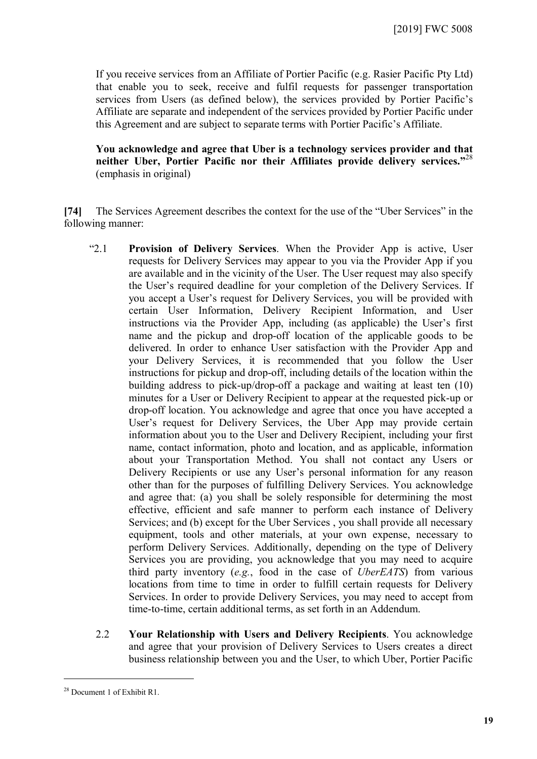If you receive services from an Affiliate of Portier Pacific (e.g. Rasier Pacific Pty Ltd) that enable you to seek, receive and fulfil requests for passenger transportation services from Users (as defined below), the services provided by Portier Pacific's Affiliate are separate and independent of the services provided by Portier Pacific under this Agreement and are subject to separate terms with Portier Pacific's Affiliate.

**You acknowledge and agree that Uber is a technology services provider and that neither Uber, Portier Pacific nor their Affiliates provide delivery services."**[28] (emphasis in original)

**[74]** The Services Agreement describes the context for the use of the "Uber Services" in the following manner:

"2.1 **Provision of Delivery Services**. When the Provider App is active, User requests for Delivery Services may appear to you via the Provider App if you are available and in the vicinity of the User. The User request may also specify the User's required deadline for your completion of the Delivery Services. If you accept a User's request for Delivery Services, you will be provided with certain User Information, Delivery Recipient Information, and User instructions via the Provider App, including (as applicable) the User's first name and the pickup and drop-off location of the applicable goods to be delivered. In order to enhance User satisfaction with the Provider App and your Delivery Services, it is recommended that you follow the User instructions for pickup and drop-off, including details of the location within the building address to pick-up/drop-off a package and waiting at least ten (10) minutes for a User or Delivery Recipient to appear at the requested pick-up or drop-off location. You acknowledge and agree that once you have accepted a User's request for Delivery Services, the Uber App may provide certain information about you to the User and Delivery Recipient, including your first name, contact information, photo and location, and as applicable, information about your Transportation Method. You shall not contact any Users or Delivery Recipients or use any User's personal information for any reason other than for the purposes of fulfilling Delivery Services. You acknowledge and agree that: (a) you shall be solely responsible for determining the most effective, efficient and safe manner to perform each instance of Delivery Services; and (b) except for the Uber Services , you shall provide all necessary equipment, tools and other materials, at your own expense, necessary to perform Delivery Services. Additionally, depending on the type of Delivery Services you are providing, you acknowledge that you may need to acquire third party inventory (*e.g.*, food in the case of *UberEATS*) from various locations from time to time in order to fulfill certain requests for Delivery Services. In order to provide Delivery Services, you may need to accept from time-to-time, certain additional terms, as set forth in an Addendum.

2.2 **Your Relationship with Users and Delivery Recipients**. You acknowledge and agree that your provision of Delivery Services to Users creates a direct business relationship between you and the User, to which Uber, Portier Pacific

---

[28] Document 1 of Exhibit R1.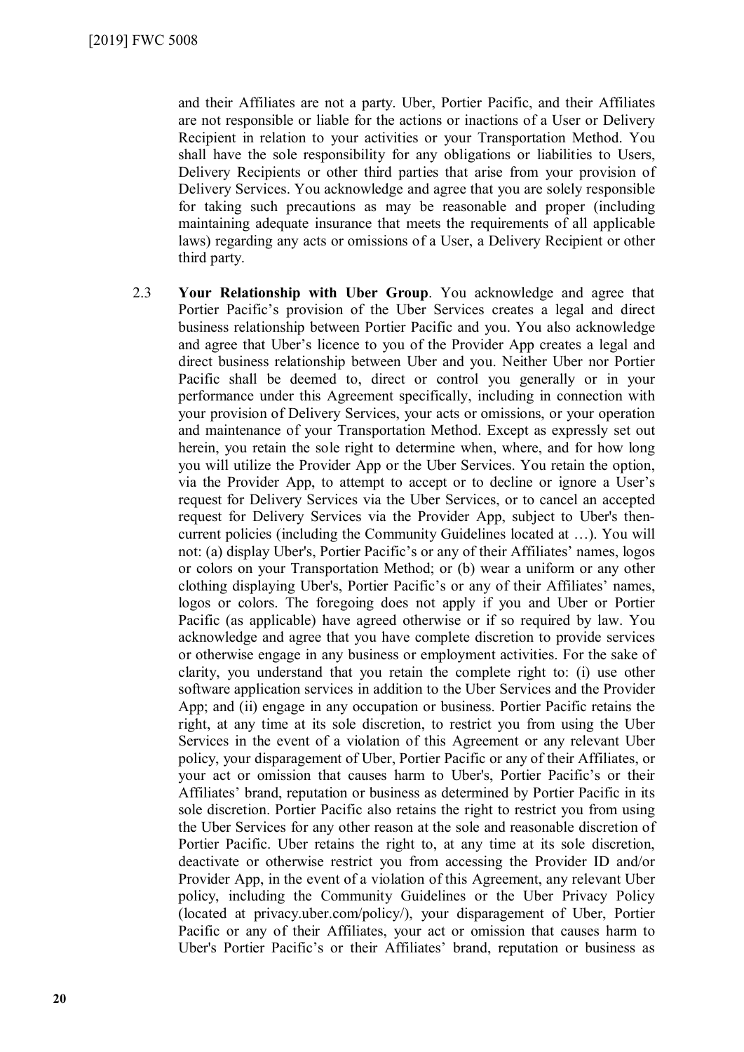and their Affiliates are not a party. Uber, Portier Pacific, and their Affiliates are not responsible or liable for the actions or inactions of a User or Delivery Recipient in relation to your activities or your Transportation Method. You shall have the sole responsibility for any obligations or liabilities to Users, Delivery Recipients or other third parties that arise from your provision of Delivery Services. You acknowledge and agree that you are solely responsible for taking such precautions as may be reasonable and proper (including maintaining adequate insurance that meets the requirements of all applicable laws) regarding any acts or omissions of a User, a Delivery Recipient or other third party.

2.3 **Your Relationship with Uber Group**. You acknowledge and agree that Portier Pacific's provision of the Uber Services creates a legal and direct business relationship between Portier Pacific and you. You also acknowledge and agree that Uber's licence to you of the Provider App creates a legal and direct business relationship between Uber and you. Neither Uber nor Portier Pacific shall be deemed to, direct or control you generally or in your performance under this Agreement specifically, including in connection with your provision of Delivery Services, your acts or omissions, or your operation and maintenance of your Transportation Method. Except as expressly set out herein, you retain the sole right to determine when, where, and for how long you will utilize the Provider App or the Uber Services. You retain the option, via the Provider App, to attempt to accept or to decline or ignore a User's request for Delivery Services via the Uber Services, or to cancel an accepted request for Delivery Services via the Provider App, subject to Uber's then-current policies (including the Community Guidelines located at …). You will not: (a) display Uber's, Portier Pacific's or any of their Affiliates' names, logos or colors on your Transportation Method; or (b) wear a uniform or any other clothing displaying Uber's, Portier Pacific's or any of their Affiliates' names, logos or colors. The foregoing does not apply if you and Uber or Portier Pacific (as applicable) have agreed otherwise or if so required by law. You acknowledge and agree that you have complete discretion to provide services or otherwise engage in any business or employment activities. For the sake of clarity, you understand that you retain the complete right to: (i) use other software application services in addition to the Uber Services and the Provider App; and (ii) engage in any occupation or business. Portier Pacific retains the right, at any time at its sole discretion, to restrict you from using the Uber Services in the event of a violation of this Agreement or any relevant Uber policy, your disparagement of Uber, Portier Pacific or any of their Affiliates, or your act or omission that causes harm to Uber's, Portier Pacific's or their Affiliates' brand, reputation or business as determined by Portier Pacific in its sole discretion. Portier Pacific also retains the right to restrict you from using the Uber Services for any other reason at the sole and reasonable discretion of Portier Pacific. Uber retains the right to, at any time at its sole discretion, deactivate or otherwise restrict you from accessing the Provider ID and/or Provider App, in the event of a violation of this Agreement, any relevant Uber policy, including the Community Guidelines or the Uber Privacy Policy (located at privacy.uber.com/policy/), your disparagement of Uber, Portier Pacific or any of their Affiliates, your act or omission that causes harm to Uber's Portier Pacific's or their Affiliates' brand, reputation or business as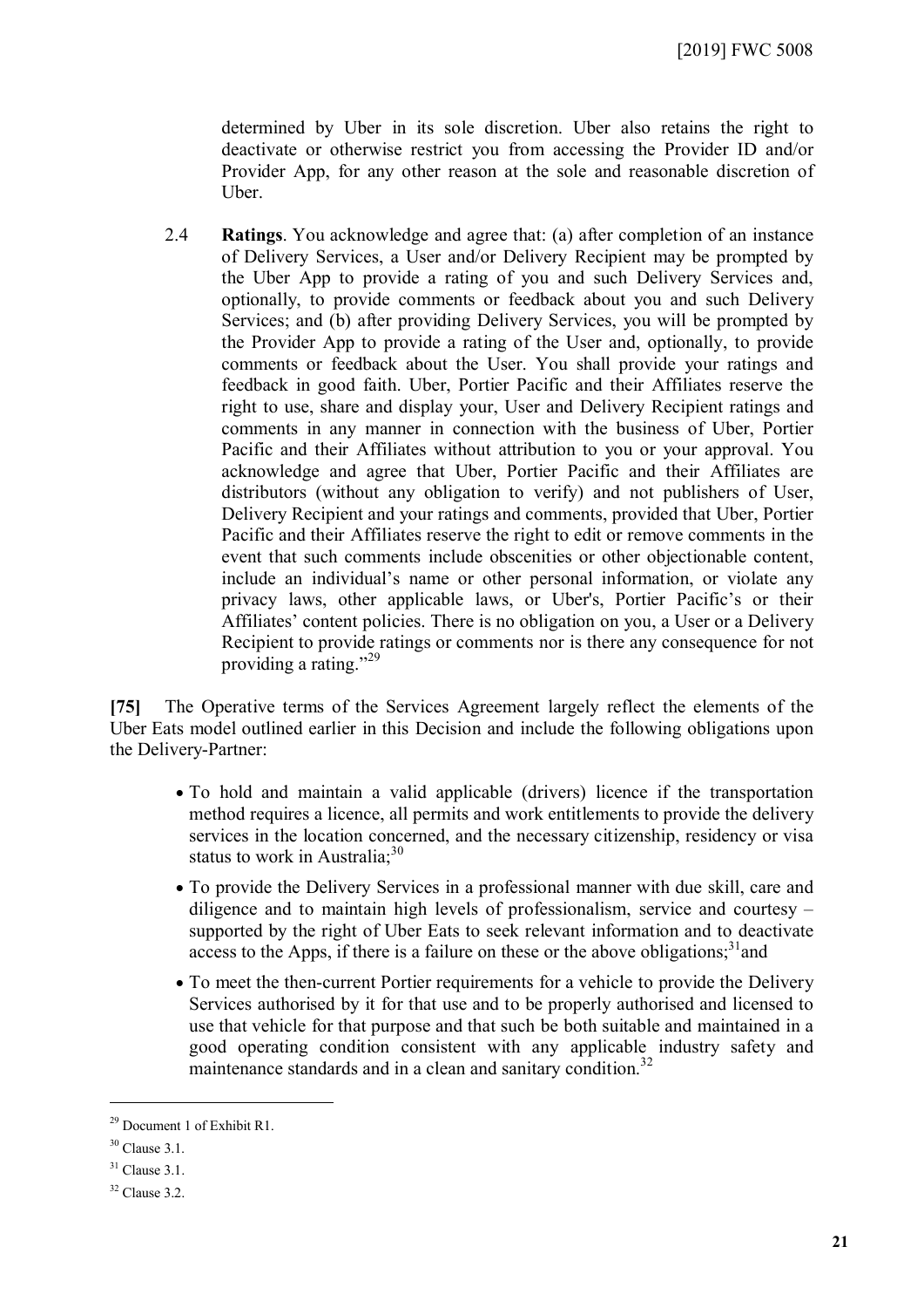determined by Uber in its sole discretion. Uber also retains the right to deactivate or otherwise restrict you from accessing the Provider ID and/or Provider App, for any other reason at the sole and reasonable discretion of Uber.

2.4 **Ratings**. You acknowledge and agree that: (a) after completion of an instance of Delivery Services, a User and/or Delivery Recipient may be prompted by the Uber App to provide a rating of you and such Delivery Services and, optionally, to provide comments or feedback about you and such Delivery Services; and (b) after providing Delivery Services, you will be prompted by the Provider App to provide a rating of the User and, optionally, to provide comments or feedback about the User. You shall provide your ratings and feedback in good faith. Uber, Portier Pacific and their Affiliates reserve the right to use, share and display your, User and Delivery Recipient ratings and comments in any manner in connection with the business of Uber, Portier Pacific and their Affiliates without attribution to you or your approval. You acknowledge and agree that Uber, Portier Pacific and their Affiliates are distributors (without any obligation to verify) and not publishers of User, Delivery Recipient and your ratings and comments, provided that Uber, Portier Pacific and their Affiliates reserve the right to edit or remove comments in the event that such comments include obscenities or other objectionable content, include an individual's name or other personal information, or violate any privacy laws, other applicable laws, or Uber's, Portier Pacific's or their Affiliates' content policies. There is no obligation on you, a User or a Delivery Recipient to provide ratings or comments nor is there any consequence for not providing a rating."[29]

**[75]** The Operative terms of the Services Agreement largely reflect the elements of the Uber Eats model outlined earlier in this Decision and include the following obligations upon the Delivery-Partner:

- To hold and maintain a valid applicable (drivers) licence if the transportation method requires a licence, all permits and work entitlements to provide the delivery services in the location concerned, and the necessary citizenship, residency or visa status to work in Australia;[30]
- To provide the Delivery Services in a professional manner with due skill, care and diligence and to maintain high levels of professionalism, service and courtesy – supported by the right of Uber Eats to seek relevant information and to deactivate access to the Apps, if there is a failure on these or the above obligations;[31] and
- To meet the then-current Portier requirements for a vehicle to provide the Delivery Services authorised by it for that use and to be properly authorised and licensed to use that vehicle for that purpose and that such be both suitable and maintained in a good operating condition consistent with any applicable industry safety and maintenance standards and in a clean and sanitary condition.[32]

---

[29] Document 1 of Exhibit R1.

[30] Clause 3.1.

[31] Clause 3.1.

[32] Clause 3.2.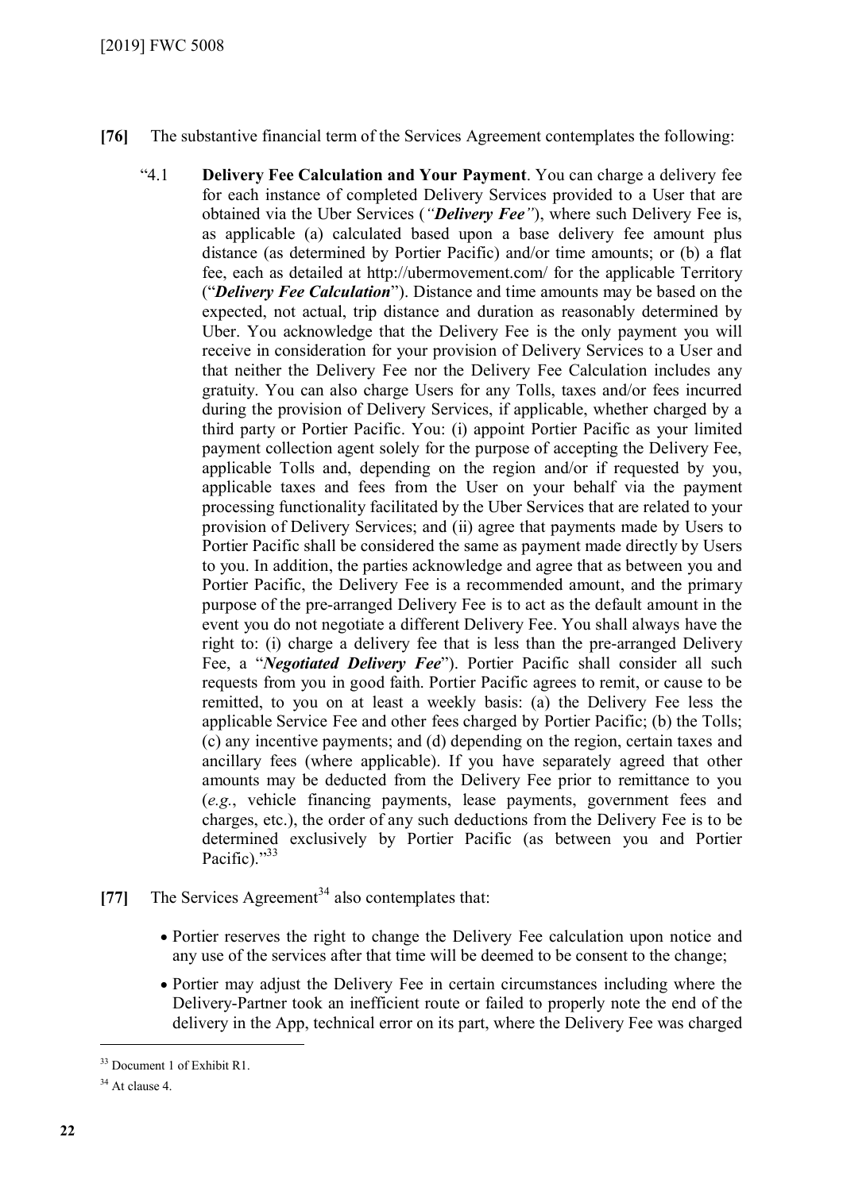**[76]** The substantive financial term of the Services Agreement contemplates the following:

> "4.1 **Delivery Fee Calculation and Your Payment**. You can charge a delivery fee for each instance of completed Delivery Services provided to a User that are obtained via the Uber Services (*"**Delivery Fee**"*), where such Delivery Fee is, as applicable (a) calculated based upon a base delivery fee amount plus distance (as determined by Portier Pacific) and/or time amounts; or (b) a flat fee, each as detailed at http://ubermovement.com/ for the applicable Territory ("***Delivery Fee Calculation***"). Distance and time amounts may be based on the expected, not actual, trip distance and duration as reasonably determined by Uber. You acknowledge that the Delivery Fee is the only payment you will receive in consideration for your provision of Delivery Services to a User and that neither the Delivery Fee nor the Delivery Fee Calculation includes any gratuity. You can also charge Users for any Tolls, taxes and/or fees incurred during the provision of Delivery Services, if applicable, whether charged by a third party or Portier Pacific. You: (i) appoint Portier Pacific as your limited payment collection agent solely for the purpose of accepting the Delivery Fee, applicable Tolls and, depending on the region and/or if requested by you, applicable taxes and fees from the User on your behalf via the payment processing functionality facilitated by the Uber Services that are related to your provision of Delivery Services; and (ii) agree that payments made by Users to Portier Pacific shall be considered the same as payment made directly by Users to you. In addition, the parties acknowledge and agree that as between you and Portier Pacific, the Delivery Fee is a recommended amount, and the primary purpose of the pre-arranged Delivery Fee is to act as the default amount in the event you do not negotiate a different Delivery Fee. You shall always have the right to: (i) charge a delivery fee that is less than the pre-arranged Delivery Fee, a "***Negotiated Delivery Fee***"). Portier Pacific shall consider all such requests from you in good faith. Portier Pacific agrees to remit, or cause to be remitted, to you on at least a weekly basis: (a) the Delivery Fee less the applicable Service Fee and other fees charged by Portier Pacific; (b) the Tolls; (c) any incentive payments; and (d) depending on the region, certain taxes and ancillary fees (where applicable). If you have separately agreed that other amounts may be deducted from the Delivery Fee prior to remittance to you (*e.g.*, vehicle financing payments, lease payments, government fees and charges, etc.), the order of any such deductions from the Delivery Fee is to be determined exclusively by Portier Pacific (as between you and Portier Pacific)."[33]

**[77]** The Services Agreement[34] also contemplates that:

- Portier reserves the right to change the Delivery Fee calculation upon notice and any use of the services after that time will be deemed to be consent to the change;
- Portier may adjust the Delivery Fee in certain circumstances including where the Delivery-Partner took an inefficient route or failed to properly note the end of the delivery in the App, technical error on its part, where the Delivery Fee was charged

---

[33] Document 1 of Exhibit R1.

[34] At clause 4.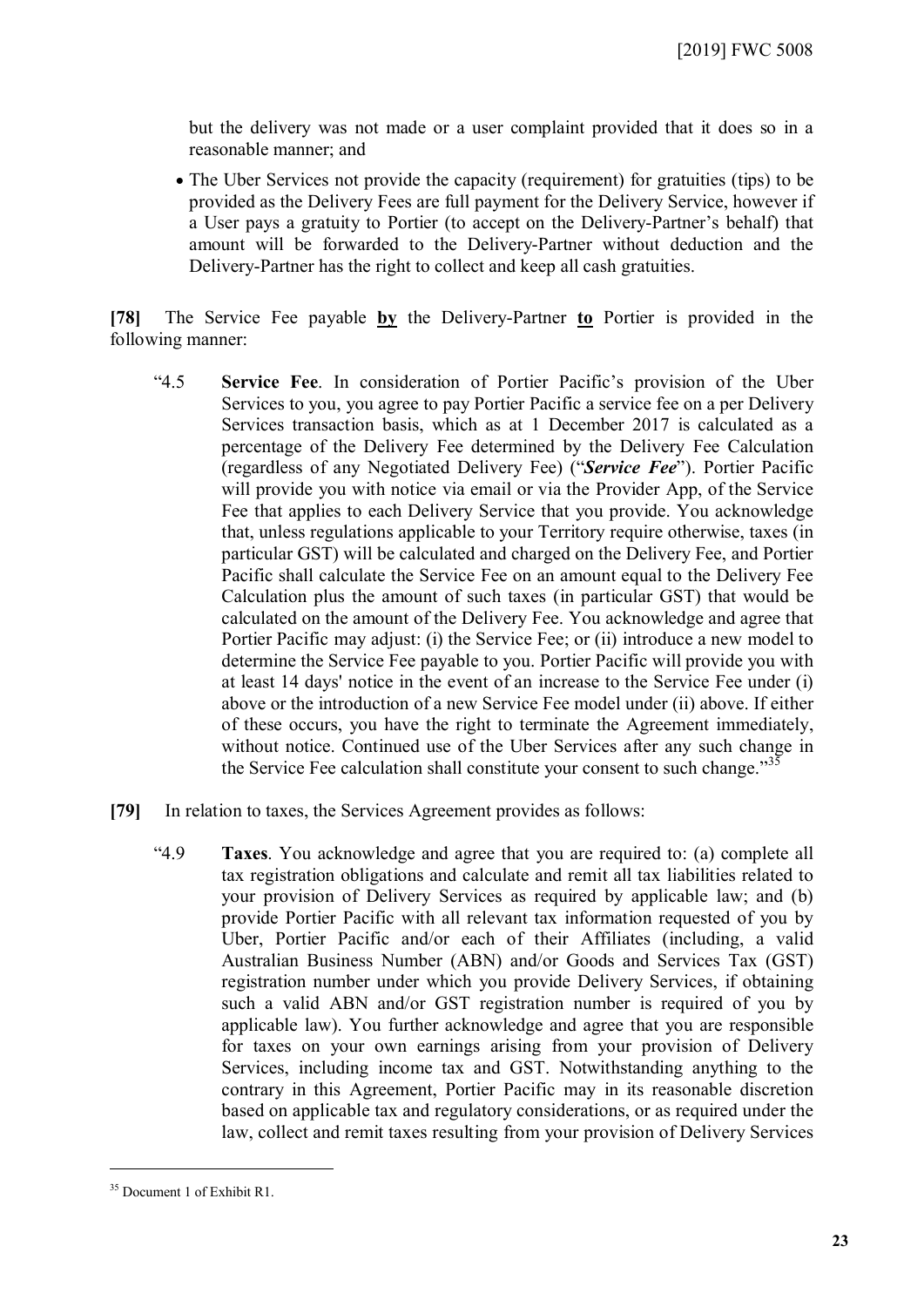but the delivery was not made or a user complaint provided that it does so in a reasonable manner; and

- The Uber Services not provide the capacity (requirement) for gratuities (tips) to be provided as the Delivery Fees are full payment for the Delivery Service, however if a User pays a gratuity to Portier (to accept on the Delivery-Partner's behalf) that amount will be forwarded to the Delivery-Partner without deduction and the Delivery-Partner has the right to collect and keep all cash gratuities.

**[78]** The Service Fee payable **by** the Delivery-Partner **to** Portier is provided in the following manner:

> "4.5 **Service Fee**. In consideration of Portier Pacific's provision of the Uber Services to you, you agree to pay Portier Pacific a service fee on a per Delivery Services transaction basis, which as at 1 December 2017 is calculated as a percentage of the Delivery Fee determined by the Delivery Fee Calculation (regardless of any Negotiated Delivery Fee) ("***Service Fee***"). Portier Pacific will provide you with notice via email or via the Provider App, of the Service Fee that applies to each Delivery Service that you provide. You acknowledge that, unless regulations applicable to your Territory require otherwise, taxes (in particular GST) will be calculated and charged on the Delivery Fee, and Portier Pacific shall calculate the Service Fee on an amount equal to the Delivery Fee Calculation plus the amount of such taxes (in particular GST) that would be calculated on the amount of the Delivery Fee. You acknowledge and agree that Portier Pacific may adjust: (i) the Service Fee; or (ii) introduce a new model to determine the Service Fee payable to you. Portier Pacific will provide you with at least 14 days' notice in the event of an increase to the Service Fee under (i) above or the introduction of a new Service Fee model under (ii) above. If either of these occurs, you have the right to terminate the Agreement immediately, without notice. Continued use of the Uber Services after any such change in the Service Fee calculation shall constitute your consent to such change."[35]

**[79]** In relation to taxes, the Services Agreement provides as follows:

> "4.9 **Taxes**. You acknowledge and agree that you are required to: (a) complete all tax registration obligations and calculate and remit all tax liabilities related to your provision of Delivery Services as required by applicable law; and (b) provide Portier Pacific with all relevant tax information requested of you by Uber, Portier Pacific and/or each of their Affiliates (including, a valid Australian Business Number (ABN) and/or Goods and Services Tax (GST) registration number under which you provide Delivery Services, if obtaining such a valid ABN and/or GST registration number is required of you by applicable law). You further acknowledge and agree that you are responsible for taxes on your own earnings arising from your provision of Delivery Services, including income tax and GST. Notwithstanding anything to the contrary in this Agreement, Portier Pacific may in its reasonable discretion based on applicable tax and regulatory considerations, or as required under the law, collect and remit taxes resulting from your provision of Delivery Services

[35] Document 1 of Exhibit R1.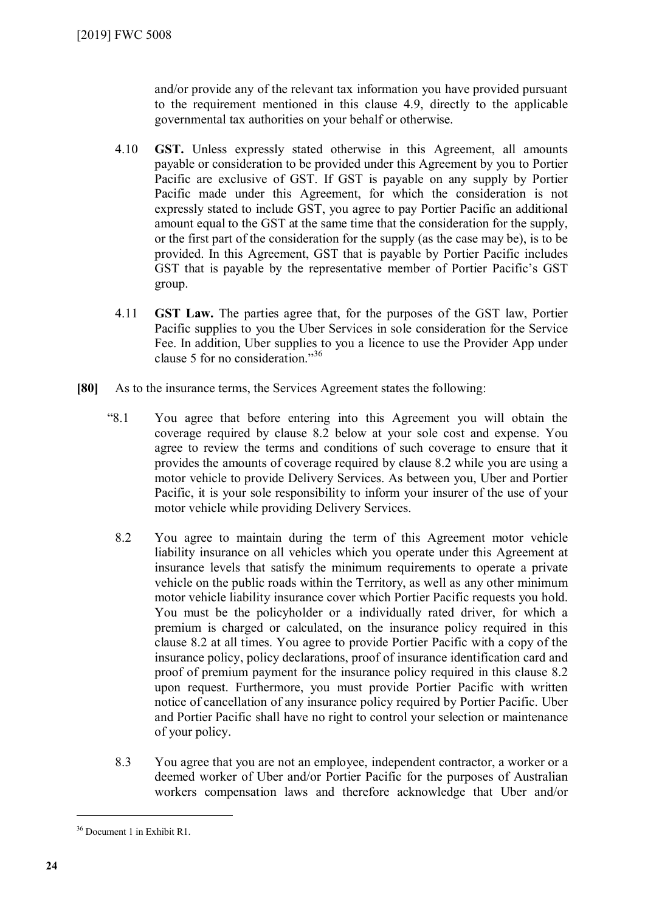and/or provide any of the relevant tax information you have provided pursuant to the requirement mentioned in this clause 4.9, directly to the applicable governmental tax authorities on your behalf or otherwise.

4.10 **GST.** Unless expressly stated otherwise in this Agreement, all amounts payable or consideration to be provided under this Agreement by you to Portier Pacific are exclusive of GST. If GST is payable on any supply by Portier Pacific made under this Agreement, for which the consideration is not expressly stated to include GST, you agree to pay Portier Pacific an additional amount equal to the GST at the same time that the consideration for the supply, or the first part of the consideration for the supply (as the case may be), is to be provided. In this Agreement, GST that is payable by Portier Pacific includes GST that is payable by the representative member of Portier Pacific's GST group.

4.11 **GST Law.** The parties agree that, for the purposes of the GST law, Portier Pacific supplies to you the Uber Services in sole consideration for the Service Fee. In addition, Uber supplies to you a licence to use the Provider App under clause 5 for no consideration."[36]

**[80]** As to the insurance terms, the Services Agreement states the following:

"8.1 You agree that before entering into this Agreement you will obtain the coverage required by clause 8.2 below at your sole cost and expense. You agree to review the terms and conditions of such coverage to ensure that it provides the amounts of coverage required by clause 8.2 while you are using a motor vehicle to provide Delivery Services. As between you, Uber and Portier Pacific, it is your sole responsibility to inform your insurer of the use of your motor vehicle while providing Delivery Services.

8.2 You agree to maintain during the term of this Agreement motor vehicle liability insurance on all vehicles which you operate under this Agreement at insurance levels that satisfy the minimum requirements to operate a private vehicle on the public roads within the Territory, as well as any other minimum motor vehicle liability insurance cover which Portier Pacific requests you hold. You must be the policyholder or a individually rated driver, for which a premium is charged or calculated, on the insurance policy required in this clause 8.2 at all times. You agree to provide Portier Pacific with a copy of the insurance policy, policy declarations, proof of insurance identification card and proof of premium payment for the insurance policy required in this clause 8.2 upon request. Furthermore, you must provide Portier Pacific with written notice of cancellation of any insurance policy required by Portier Pacific. Uber and Portier Pacific shall have no right to control your selection or maintenance of your policy.

8.3 You agree that you are not an employee, independent contractor, a worker or a deemed worker of Uber and/or Portier Pacific for the purposes of Australian workers compensation laws and therefore acknowledge that Uber and/or

[36] Document 1 in Exhibit R1.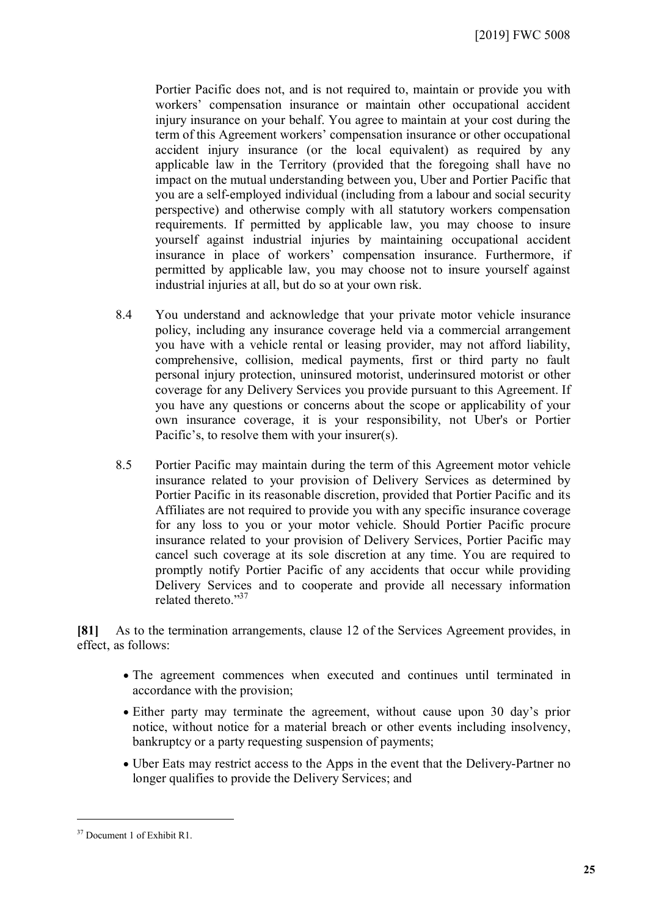Portier Pacific does not, and is not required to, maintain or provide you with workers' compensation insurance or maintain other occupational accident injury insurance on your behalf. You agree to maintain at your cost during the term of this Agreement workers' compensation insurance or other occupational accident injury insurance (or the local equivalent) as required by any applicable law in the Territory (provided that the foregoing shall have no impact on the mutual understanding between you, Uber and Portier Pacific that you are a self-employed individual (including from a labour and social security perspective) and otherwise comply with all statutory workers compensation requirements. If permitted by applicable law, you may choose to insure yourself against industrial injuries by maintaining occupational accident insurance in place of workers' compensation insurance. Furthermore, if permitted by applicable law, you may choose not to insure yourself against industrial injuries at all, but do so at your own risk.

8.4 You understand and acknowledge that your private motor vehicle insurance policy, including any insurance coverage held via a commercial arrangement you have with a vehicle rental or leasing provider, may not afford liability, comprehensive, collision, medical payments, first or third party no fault personal injury protection, uninsured motorist, underinsured motorist or other coverage for any Delivery Services you provide pursuant to this Agreement. If you have any questions or concerns about the scope or applicability of your own insurance coverage, it is your responsibility, not Uber's or Portier Pacific's, to resolve them with your insurer(s).

8.5 Portier Pacific may maintain during the term of this Agreement motor vehicle insurance related to your provision of Delivery Services as determined by Portier Pacific in its reasonable discretion, provided that Portier Pacific and its Affiliates are not required to provide you with any specific insurance coverage for any loss to you or your motor vehicle. Should Portier Pacific procure insurance related to your provision of Delivery Services, Portier Pacific may cancel such coverage at its sole discretion at any time. You are required to promptly notify Portier Pacific of any accidents that occur while providing Delivery Services and to cooperate and provide all necessary information related thereto."[37]

**[81]** As to the termination arrangements, clause 12 of the Services Agreement provides, in effect, as follows:

- The agreement commences when executed and continues until terminated in accordance with the provision;
- Either party may terminate the agreement, without cause upon 30 day's prior notice, without notice for a material breach or other events including insolvency, bankruptcy or a party requesting suspension of payments;
- Uber Eats may restrict access to the Apps in the event that the Delivery-Partner no longer qualifies to provide the Delivery Services; and

---

[37] Document 1 of Exhibit R1.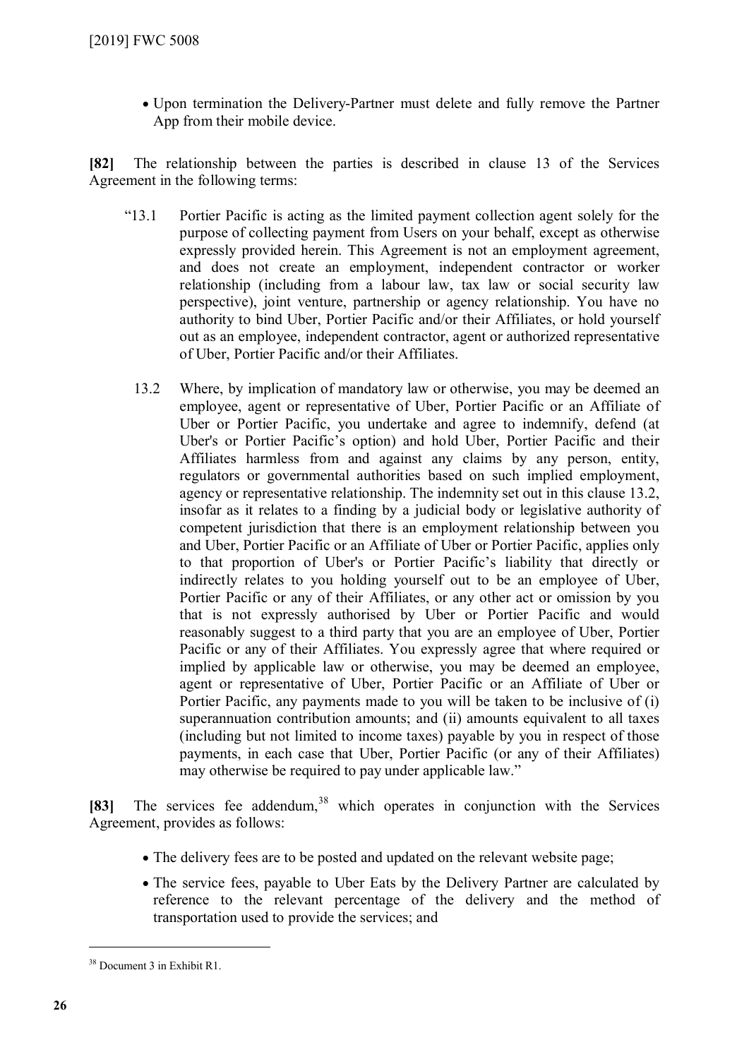- Upon termination the Delivery-Partner must delete and fully remove the Partner App from their mobile device.

**[82]** The relationship between the parties is described in clause 13 of the Services Agreement in the following terms:

> "13.1 Portier Pacific is acting as the limited payment collection agent solely for the purpose of collecting payment from Users on your behalf, except as otherwise expressly provided herein. This Agreement is not an employment agreement, and does not create an employment, independent contractor or worker relationship (including from a labour law, tax law or social security law perspective), joint venture, partnership or agency relationship. You have no authority to bind Uber, Portier Pacific and/or their Affiliates, or hold yourself out as an employee, independent contractor, agent or authorized representative of Uber, Portier Pacific and/or their Affiliates.
>
> 13.2 Where, by implication of mandatory law or otherwise, you may be deemed an employee, agent or representative of Uber, Portier Pacific or an Affiliate of Uber or Portier Pacific, you undertake and agree to indemnify, defend (at Uber's or Portier Pacific's option) and hold Uber, Portier Pacific and their Affiliates harmless from and against any claims by any person, entity, regulators or governmental authorities based on such implied employment, agency or representative relationship. The indemnity set out in this clause 13.2, insofar as it relates to a finding by a judicial body or legislative authority of competent jurisdiction that there is an employment relationship between you and Uber, Portier Pacific or an Affiliate of Uber or Portier Pacific, applies only to that proportion of Uber's or Portier Pacific's liability that directly or indirectly relates to you holding yourself out to be an employee of Uber, Portier Pacific or any of their Affiliates, or any other act or omission by you that is not expressly authorised by Uber or Portier Pacific and would reasonably suggest to a third party that you are an employee of Uber, Portier Pacific or any of their Affiliates. You expressly agree that where required or implied by applicable law or otherwise, you may be deemed an employee, agent or representative of Uber, Portier Pacific or an Affiliate of Uber or Portier Pacific, any payments made to you will be taken to be inclusive of (i) superannuation contribution amounts; and (ii) amounts equivalent to all taxes (including but not limited to income taxes) payable by you in respect of those payments, in each case that Uber, Portier Pacific (or any of their Affiliates) may otherwise be required to pay under applicable law."

**[83]** The services fee addendum,[38] which operates in conjunction with the Services Agreement, provides as follows:

- The delivery fees are to be posted and updated on the relevant website page;
- The service fees, payable to Uber Eats by the Delivery Partner are calculated by reference to the relevant percentage of the delivery and the method of transportation used to provide the services; and

---

[38] Document 3 in Exhibit R1.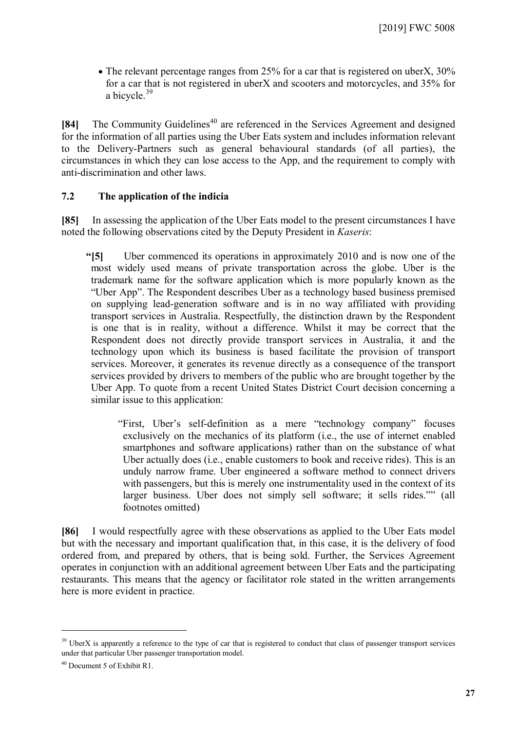- The relevant percentage ranges from 25% for a car that is registered on uberX, 30% for a car that is not registered in uberX and scooters and motorcycles, and 35% for a bicycle.[39]

**[84]** The Community Guidelines[40] are referenced in the Services Agreement and designed for the information of all parties using the Uber Eats system and includes information relevant to the Delivery-Partners such as general behavioural standards (of all parties), the circumstances in which they can lose access to the App, and the requirement to comply with anti-discrimination and other laws.

### 7.2 The application of the indicia

**[85]** In assessing the application of the Uber Eats model to the present circumstances I have noted the following observations cited by the Deputy President in *Kaseris*:

> **"[5]** Uber commenced its operations in approximately 2010 and is now one of the most widely used means of private transportation across the globe. Uber is the trademark name for the software application which is more popularly known as the "Uber App". The Respondent describes Uber as a technology based business premised on supplying lead-generation software and is in no way affiliated with providing transport services in Australia. Respectfully, the distinction drawn by the Respondent is one that is in reality, without a difference. Whilst it may be correct that the Respondent does not directly provide transport services in Australia, it and the technology upon which its business is based facilitate the provision of transport services. Moreover, it generates its revenue directly as a consequence of the transport services provided by drivers to members of the public who are brought together by the Uber App. To quote from a recent United States District Court decision concerning a similar issue to this application:
>
> > "First, Uber's self-definition as a mere "technology company" focuses exclusively on the mechanics of its platform (i.e., the use of internet enabled smartphones and software applications) rather than on the substance of what Uber actually does (i.e., enable customers to book and receive rides). This is an unduly narrow frame. Uber engineered a software method to connect drivers with passengers, but this is merely one instrumentality used in the context of its larger business. Uber does not simply sell software; it sells rides."" (all footnotes omitted)

**[86]** I would respectfully agree with these observations as applied to the Uber Eats model but with the necessary and important qualification that, in this case, it is the delivery of food ordered from, and prepared by others, that is being sold. Further, the Services Agreement operates in conjunction with an additional agreement between Uber Eats and the participating restaurants. This means that the agency or facilitator role stated in the written arrangements here is more evident in practice.

---

[39] UberX is apparently a reference to the type of car that is registered to conduct that class of passenger transport services under that particular Uber passenger transportation model.

[40] Document 5 of Exhibit R1.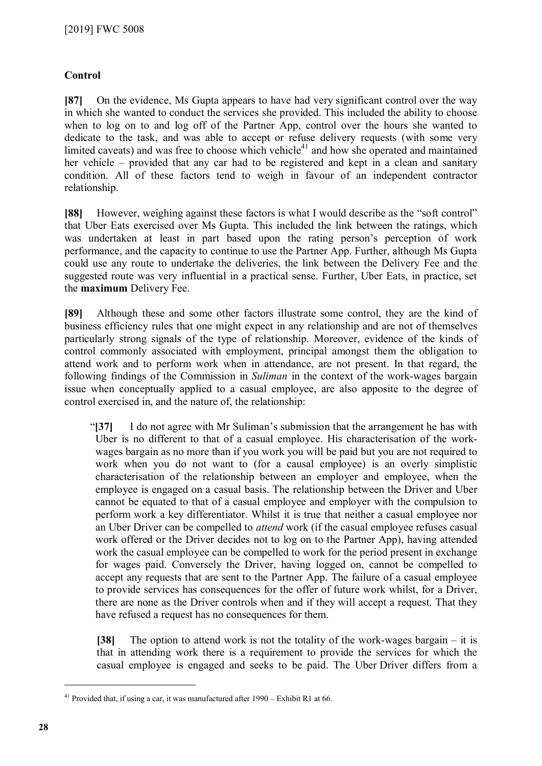## Control

**[87]** On the evidence, Ms Gupta appears to have had very significant control over the way in which she wanted to conduct the services she provided. This included the ability to choose when to log on to and log off of the Partner App, control over the hours she wanted to dedicate to the task, and was able to accept or refuse delivery requests (with some very limited caveats) and was free to choose which vehicle[41] and how she operated and maintained her vehicle – provided that any car had to be registered and kept in a clean and sanitary condition. All of these factors tend to weigh in favour of an independent contractor relationship.

**[88]** However, weighing against these factors is what I would describe as the "soft control" that Uber Eats exercised over Ms Gupta. This included the link between the ratings, which was undertaken at least in part based upon the rating person's perception of work performance, and the capacity to continue to use the Partner App. Further, although Ms Gupta could use any route to undertake the deliveries, the link between the Delivery Fee and the suggested route was very influential in a practical sense. Further, Uber Eats, in practice, set the **maximum** Delivery Fee.

**[89]** Although these and some other factors illustrate some control, they are the kind of business efficiency rules that one might expect in any relationship and are not of themselves particularly strong signals of the type of relationship. Moreover, evidence of the kinds of control commonly associated with employment, principal amongst them the obligation to attend work and to perform work when in attendance, are not present. In that regard, the following findings of the Commission in *Suliman* in the context of the work-wages bargain issue when conceptually applied to a casual employee, are also apposite to the degree of control exercised in, and the nature of, the relationship:

> "**[37]** I do not agree with Mr Suliman's submission that the arrangement he has with Uber is no different to that of a casual employee. His characterisation of the work-wages bargain as no more than if you work you will be paid but you are not required to work when you do not want to (for a casual employee) is an overly simplistic characterisation of the relationship between an employer and employee, when the employee is engaged on a casual basis. The relationship between the Driver and Uber cannot be equated to that of a casual employee and employer with the compulsion to perform work a key differentiator. Whilst it is true that neither a casual employee nor an Uber Driver can be compelled to *attend* work (if the casual employee refuses casual work offered or the Driver decides not to log on to the Partner App), having attended work the casual employee can be compelled to work for the period present in exchange for wages paid. Conversely the Driver, having logged on, cannot be compelled to accept any requests that are sent to the Partner App. The failure of a casual employee to provide services has consequences for the offer of future work whilst, for a Driver, there are none as the Driver controls when and if they will accept a request. That they have refused a request has no consequences for them.
>
> **[38]** The option to attend work is not the totality of the work-wages bargain – it is that in attending work there is a requirement to provide the services for which the casual employee is engaged and seeks to be paid. The Uber Driver differs from a

---

[41] Provided that, if using a car, it was manufactured after 1990 – Exhibit R1 at 66.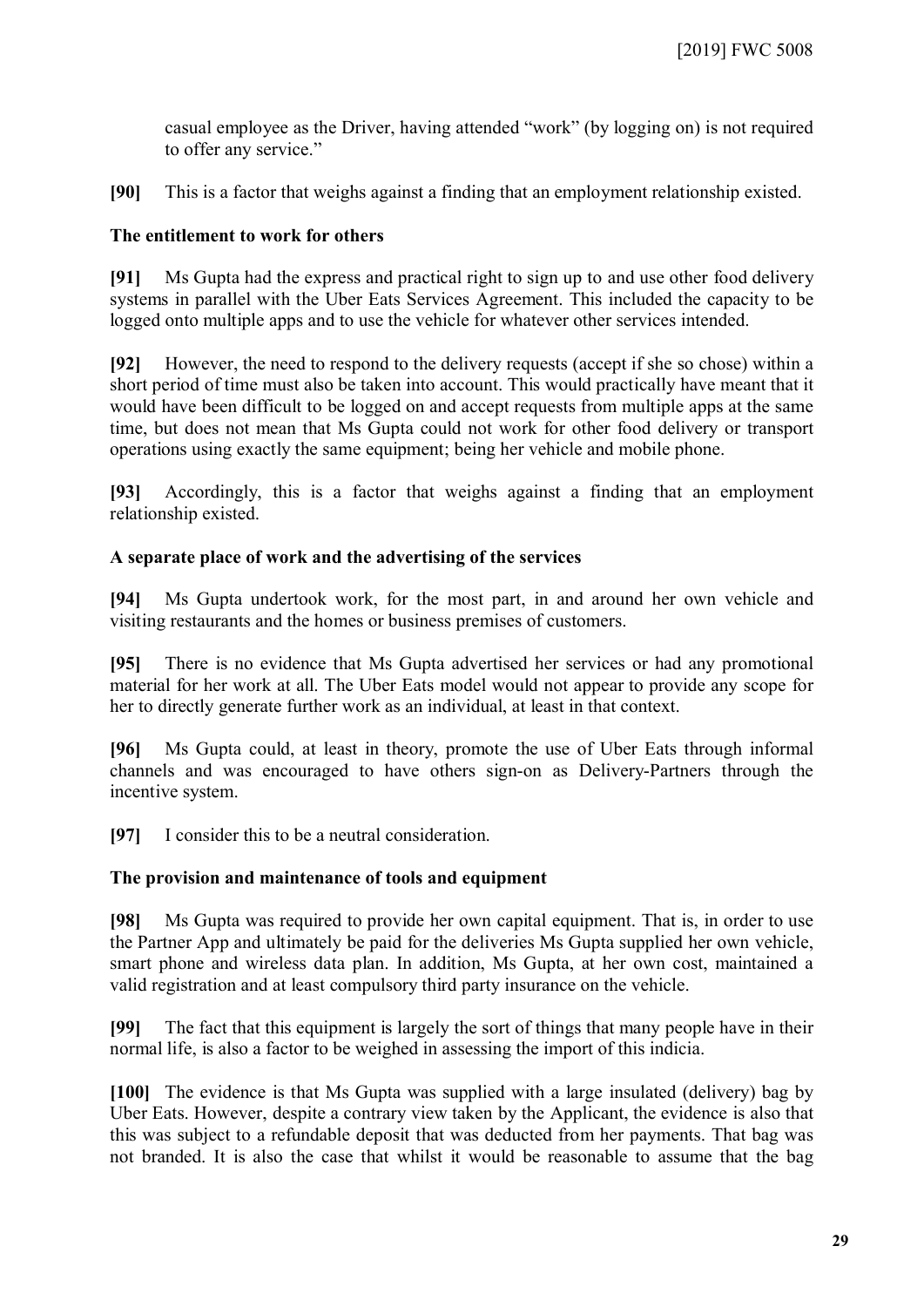casual employee as the Driver, having attended “work” (by logging on) is not required to offer any service.”

**[90]** This is a factor that weighs against a finding that an employment relationship existed.

**The entitlement to work for others**

**[91]** Ms Gupta had the express and practical right to sign up to and use other food delivery systems in parallel with the Uber Eats Services Agreement. This included the capacity to be logged onto multiple apps and to use the vehicle for whatever other services intended.

**[92]** However, the need to respond to the delivery requests (accept if she so chose) within a short period of time must also be taken into account. This would practically have meant that it would have been difficult to be logged on and accept requests from multiple apps at the same time, but does not mean that Ms Gupta could not work for other food delivery or transport operations using exactly the same equipment; being her vehicle and mobile phone.

**[93]** Accordingly, this is a factor that weighs against a finding that an employment relationship existed.

**A separate place of work and the advertising of the services**

**[94]** Ms Gupta undertook work, for the most part, in and around her own vehicle and visiting restaurants and the homes or business premises of customers.

**[95]** There is no evidence that Ms Gupta advertised her services or had any promotional material for her work at all. The Uber Eats model would not appear to provide any scope for her to directly generate further work as an individual, at least in that context.

**[96]** Ms Gupta could, at least in theory, promote the use of Uber Eats through informal channels and was encouraged to have others sign-on as Delivery-Partners through the incentive system.

**[97]** I consider this to be a neutral consideration.

**The provision and maintenance of tools and equipment**

**[98]** Ms Gupta was required to provide her own capital equipment. That is, in order to use the Partner App and ultimately be paid for the deliveries Ms Gupta supplied her own vehicle, smart phone and wireless data plan. In addition, Ms Gupta, at her own cost, maintained a valid registration and at least compulsory third party insurance on the vehicle.

**[99]** The fact that this equipment is largely the sort of things that many people have in their normal life, is also a factor to be weighed in assessing the import of this indicia.

**[100]** The evidence is that Ms Gupta was supplied with a large insulated (delivery) bag by Uber Eats. However, despite a contrary view taken by the Applicant, the evidence is also that this was subject to a refundable deposit that was deducted from her payments. That bag was not branded. It is also the case that whilst it would be reasonable to assume that the bag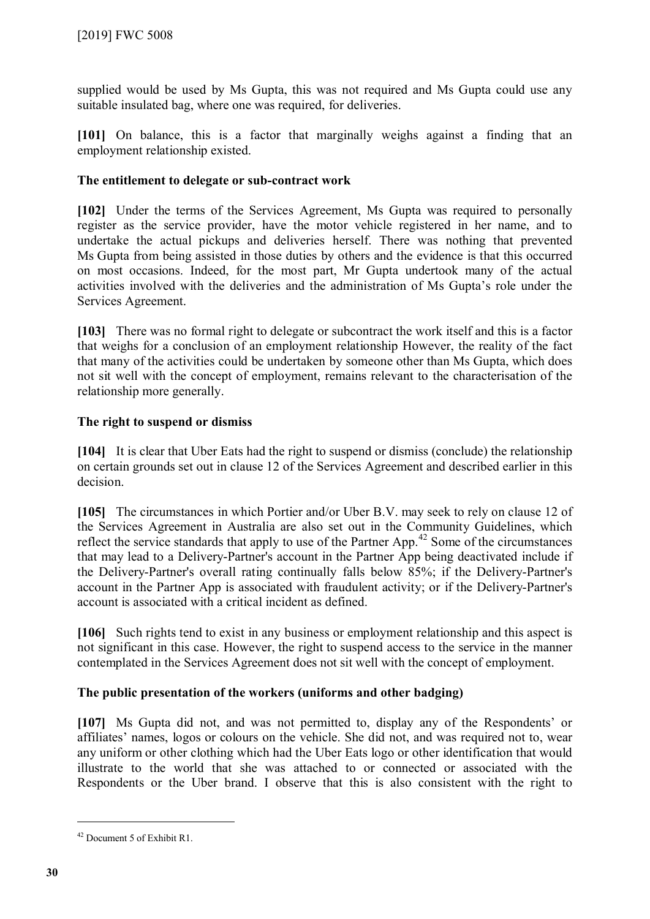supplied would be used by Ms Gupta, this was not required and Ms Gupta could use any suitable insulated bag, where one was required, for deliveries.

**[101]** On balance, this is a factor that marginally weighs against a finding that an employment relationship existed.

### The entitlement to delegate or sub-contract work

**[102]** Under the terms of the Services Agreement, Ms Gupta was required to personally register as the service provider, have the motor vehicle registered in her name, and to undertake the actual pickups and deliveries herself. There was nothing that prevented Ms Gupta from being assisted in those duties by others and the evidence is that this occurred on most occasions. Indeed, for the most part, Mr Gupta undertook many of the actual activities involved with the deliveries and the administration of Ms Gupta's role under the Services Agreement.

**[103]** There was no formal right to delegate or subcontract the work itself and this is a factor that weighs for a conclusion of an employment relationship However, the reality of the fact that many of the activities could be undertaken by someone other than Ms Gupta, which does not sit well with the concept of employment, remains relevant to the characterisation of the relationship more generally.

### The right to suspend or dismiss

**[104]** It is clear that Uber Eats had the right to suspend or dismiss (conclude) the relationship on certain grounds set out in clause 12 of the Services Agreement and described earlier in this decision.

**[105]** The circumstances in which Portier and/or Uber B.V. may seek to rely on clause 12 of the Services Agreement in Australia are also set out in the Community Guidelines, which reflect the service standards that apply to use of the Partner App.[42] Some of the circumstances that may lead to a Delivery-Partner's account in the Partner App being deactivated include if the Delivery-Partner's overall rating continually falls below 85%; if the Delivery-Partner's account in the Partner App is associated with fraudulent activity; or if the Delivery-Partner's account is associated with a critical incident as defined.

**[106]** Such rights tend to exist in any business or employment relationship and this aspect is not significant in this case. However, the right to suspend access to the service in the manner contemplated in the Services Agreement does not sit well with the concept of employment.

### The public presentation of the workers (uniforms and other badging)

**[107]** Ms Gupta did not, and was not permitted to, display any of the Respondents' or affiliates' names, logos or colours on the vehicle. She did not, and was required not to, wear any uniform or other clothing which had the Uber Eats logo or other identification that would illustrate to the world that she was attached to or connected or associated with the Respondents or the Uber brand. I observe that this is also consistent with the right to

---

[42] Document 5 of Exhibit R1.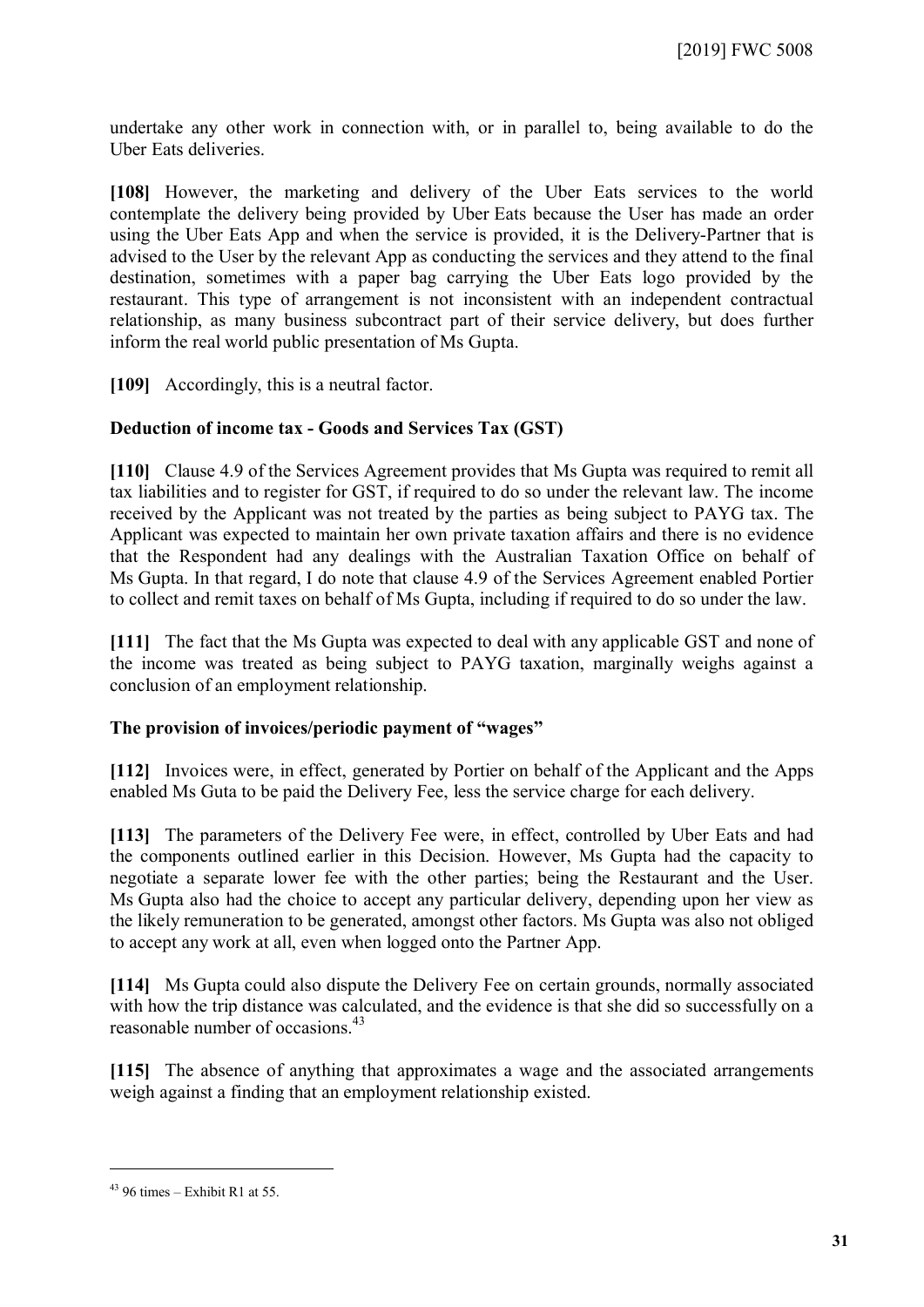undertake any other work in connection with, or in parallel to, being available to do the Uber Eats deliveries.

**[108]** However, the marketing and delivery of the Uber Eats services to the world contemplate the delivery being provided by Uber Eats because the User has made an order using the Uber Eats App and when the service is provided, it is the Delivery-Partner that is advised to the User by the relevant App as conducting the services and they attend to the final destination, sometimes with a paper bag carrying the Uber Eats logo provided by the restaurant. This type of arrangement is not inconsistent with an independent contractual relationship, as many business subcontract part of their service delivery, but does further inform the real world public presentation of Ms Gupta.

**[109]** Accordingly, this is a neutral factor.

### Deduction of income tax - Goods and Services Tax (GST)

**[110]** Clause 4.9 of the Services Agreement provides that Ms Gupta was required to remit all tax liabilities and to register for GST, if required to do so under the relevant law. The income received by the Applicant was not treated by the parties as being subject to PAYG tax. The Applicant was expected to maintain her own private taxation affairs and there is no evidence that the Respondent had any dealings with the Australian Taxation Office on behalf of Ms Gupta. In that regard, I do note that clause 4.9 of the Services Agreement enabled Portier to collect and remit taxes on behalf of Ms Gupta, including if required to do so under the law.

**[111]** The fact that the Ms Gupta was expected to deal with any applicable GST and none of the income was treated as being subject to PAYG taxation, marginally weighs against a conclusion of an employment relationship.

### The provision of invoices/periodic payment of "wages"

**[112]** Invoices were, in effect, generated by Portier on behalf of the Applicant and the Apps enabled Ms Guta to be paid the Delivery Fee, less the service charge for each delivery.

**[113]** The parameters of the Delivery Fee were, in effect, controlled by Uber Eats and had the components outlined earlier in this Decision. However, Ms Gupta had the capacity to negotiate a separate lower fee with the other parties; being the Restaurant and the User. Ms Gupta also had the choice to accept any particular delivery, depending upon her view as the likely remuneration to be generated, amongst other factors. Ms Gupta was also not obliged to accept any work at all, even when logged onto the Partner App.

**[114]** Ms Gupta could also dispute the Delivery Fee on certain grounds, normally associated with how the trip distance was calculated, and the evidence is that she did so successfully on a reasonable number of occasions.[43]

**[115]** The absence of anything that approximates a wage and the associated arrangements weigh against a finding that an employment relationship existed.

---

[43] 96 times – Exhibit R1 at 55.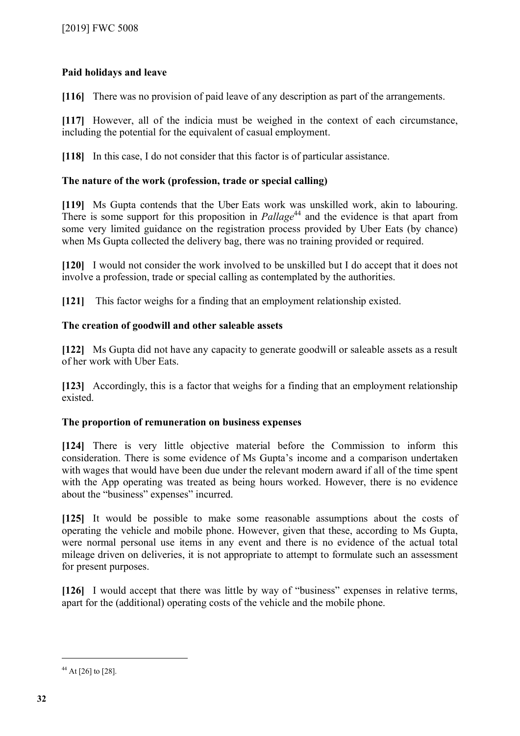**Paid holidays and leave**

**[116]** There was no provision of paid leave of any description as part of the arrangements.

**[117]** However, all of the indicia must be weighed in the context of each circumstance, including the potential for the equivalent of casual employment.

**[118]** In this case, I do not consider that this factor is of particular assistance.

**The nature of the work (profession, trade or special calling)**

**[119]** Ms Gupta contends that the Uber Eats work was unskilled work, akin to labouring. There is some support for this proposition in *Pallage*[44] and the evidence is that apart from some very limited guidance on the registration process provided by Uber Eats (by chance) when Ms Gupta collected the delivery bag, there was no training provided or required.

**[120]** I would not consider the work involved to be unskilled but I do accept that it does not involve a profession, trade or special calling as contemplated by the authorities.

**[121]** This factor weighs for a finding that an employment relationship existed.

**The creation of goodwill and other saleable assets**

**[122]** Ms Gupta did not have any capacity to generate goodwill or saleable assets as a result of her work with Uber Eats.

**[123]** Accordingly, this is a factor that weighs for a finding that an employment relationship existed.

**The proportion of remuneration on business expenses**

**[124]** There is very little objective material before the Commission to inform this consideration. There is some evidence of Ms Gupta's income and a comparison undertaken with wages that would have been due under the relevant modern award if all of the time spent with the App operating was treated as being hours worked. However, there is no evidence about the "business" expenses incurred.

**[125]** It would be possible to make some reasonable assumptions about the costs of operating the vehicle and mobile phone. However, given that these, according to Ms Gupta, were normal personal use items in any event and there is no evidence of the actual total mileage driven on deliveries, it is not appropriate to attempt to formulate such an assessment for present purposes.

**[126]** I would accept that there was little by way of "business" expenses in relative terms, apart for the (additional) operating costs of the vehicle and the mobile phone.

---

[44] At [26] to [28].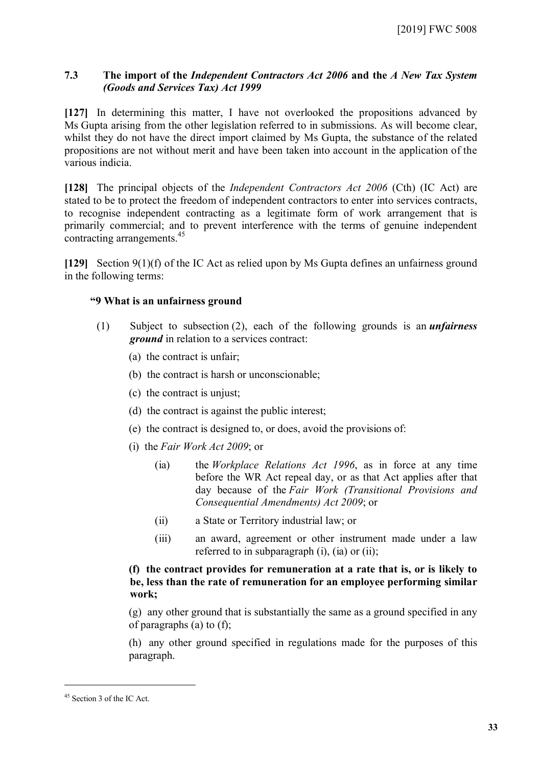### 7.3 The import of the *Independent Contractors Act 2006* and the *A New Tax System (Goods and Services Tax) Act 1999*

**[127]** In determining this matter, I have not overlooked the propositions advanced by Ms Gupta arising from the other legislation referred to in submissions. As will become clear, whilst they do not have the direct import claimed by Ms Gupta, the substance of the related propositions are not without merit and have been taken into account in the application of the various indicia.

**[128]** The principal objects of the *Independent Contractors Act 2006* (Cth) (IC Act) are stated to be to protect the freedom of independent contractors to enter into services contracts, to recognise independent contracting as a legitimate form of work arrangement that is primarily commercial; and to prevent interference with the terms of genuine independent contracting arrangements.[45]

**[129]** Section 9(1)(f) of the IC Act as relied upon by Ms Gupta defines an unfairness ground in the following terms:

> **"9 What is an unfairness ground**
>
> (1) Subject to subsection (2), each of the following grounds is an ***unfairness ground*** in relation to a services contract:
>
> (a) the contract is unfair;
>
> (b) the contract is harsh or unconscionable;
>
> (c) the contract is unjust;
>
> (d) the contract is against the public interest;
>
> (e) the contract is designed to, or does, avoid the provisions of:
>
> (i) the *Fair Work Act 2009*; or
>
> (ia) the *Workplace Relations Act 1996*, as in force at any time before the WR Act repeal day, or as that Act applies after that day because of the *Fair Work (Transitional Provisions and Consequential Amendments) Act 2009*; or
>
> (ii) a State or Territory industrial law; or
>
> (iii) an award, agreement or other instrument made under a law referred to in subparagraph (i), (ia) or (ii);
>
> **(f) the contract provides for remuneration at a rate that is, or is likely to be, less than the rate of remuneration for an employee performing similar work;**
>
> (g) any other ground that is substantially the same as a ground specified in any of paragraphs (a) to (f);
>
> (h) any other ground specified in regulations made for the purposes of this paragraph.

---

[45] Section 3 of the IC Act.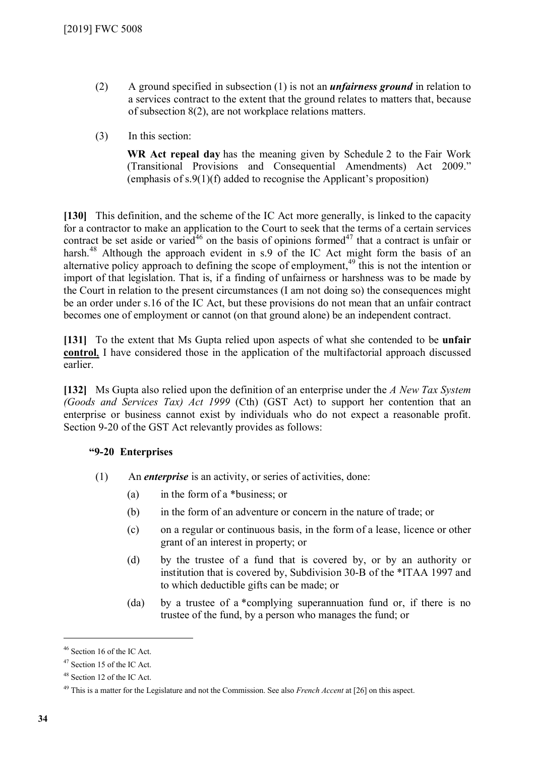(2) A ground specified in subsection (1) is not an ***unfairness ground*** in relation to a services contract to the extent that the ground relates to matters that, because of subsection 8(2), are not workplace relations matters.

(3) In this section:

**WR Act repeal day** has the meaning given by Schedule 2 to the Fair Work (Transitional Provisions and Consequential Amendments) Act 2009." (emphasis of s.9(1)(f) added to recognise the Applicant's proposition)

**[130]** This definition, and the scheme of the IC Act more generally, is linked to the capacity for a contractor to make an application to the Court to seek that the terms of a certain services contract be set aside or varied[46] on the basis of opinions formed[47] that a contract is unfair or harsh.[48] Although the approach evident in s.9 of the IC Act might form the basis of an alternative policy approach to defining the scope of employment,[49] this is not the intention or import of that legislation. That is, if a finding of unfairness or harshness was to be made by the Court in relation to the present circumstances (I am not doing so) the consequences might be an order under s.16 of the IC Act, but these provisions do not mean that an unfair contract becomes one of employment or cannot (on that ground alone) be an independent contract.

**[131]** To the extent that Ms Gupta relied upon aspects of what she contended to be <u>**unfair control**</u>, I have considered those in the application of the multifactorial approach discussed earlier.

**[132]** Ms Gupta also relied upon the definition of an enterprise under the *A New Tax System (Goods and Services Tax) Act 1999* (Cth) (GST Act) to support her contention that an enterprise or business cannot exist by individuals who do not expect a reasonable profit. Section 9-20 of the GST Act relevantly provides as follows:

**"9-20 Enterprises**

(1) An ***enterprise*** is an activity, or series of activities, done:

(a) in the form of a *business; or

(b) in the form of an adventure or concern in the nature of trade; or

(c) on a regular or continuous basis, in the form of a lease, licence or other grant of an interest in property; or

(d) by the trustee of a fund that is covered by, or by an authority or institution that is covered by, Subdivision 30-B of the *ITAA 1997 and to which deductible gifts can be made; or

(da) by a trustee of a *complying superannuation fund or, if there is no trustee of the fund, by a person who manages the fund; or

---

[46] Section 16 of the IC Act.

[47] Section 15 of the IC Act.

[48] Section 12 of the IC Act.

[49] This is a matter for the Legislature and not the Commission. See also *French Accent* at [26] on this aspect.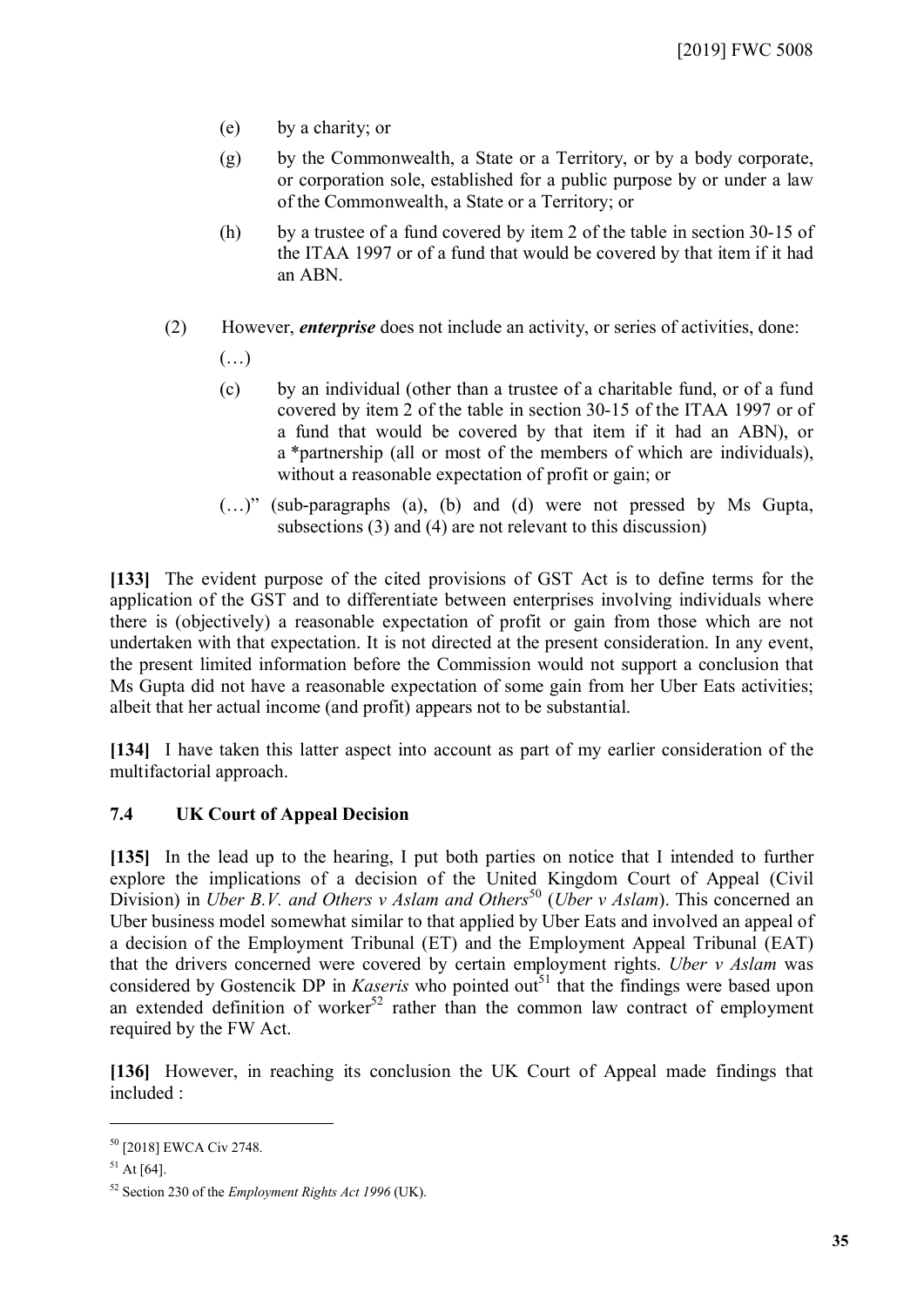(e) by a charity; or

(g) by the Commonwealth, a State or a Territory, or by a body corporate, or corporation sole, established for a public purpose by or under a law of the Commonwealth, a State or a Territory; or

(h) by a trustee of a fund covered by item 2 of the table in section 30-15 of the ITAA 1997 or of a fund that would be covered by that item if it had an ABN.

(2) However, ***enterprise*** does not include an activity, or series of activities, done:

(…)

(c) by an individual (other than a trustee of a charitable fund, or of a fund covered by item 2 of the table in section 30-15 of the ITAA 1997 or of a fund that would be covered by that item if it had an ABN), or a *partnership (all or most of the members of which are individuals), without a reasonable expectation of profit or gain; or

(…)" (sub-paragraphs (a), (b) and (d) were not pressed by Ms Gupta, subsections (3) and (4) are not relevant to this discussion)

**[133]** The evident purpose of the cited provisions of GST Act is to define terms for the application of the GST and to differentiate between enterprises involving individuals where there is (objectively) a reasonable expectation of profit or gain from those which are not undertaken with that expectation. It is not directed at the present consideration. In any event, the present limited information before the Commission would not support a conclusion that Ms Gupta did not have a reasonable expectation of some gain from her Uber Eats activities; albeit that her actual income (and profit) appears not to be substantial.

**[134]** I have taken this latter aspect into account as part of my earlier consideration of the multifactorial approach.

### 7.4 UK Court of Appeal Decision

**[135]** In the lead up to the hearing, I put both parties on notice that I intended to further explore the implications of a decision of the United Kingdom Court of Appeal (Civil Division) in *Uber B.V. and Others v Aslam and Others*[50] (*Uber v Aslam*). This concerned an Uber business model somewhat similar to that applied by Uber Eats and involved an appeal of a decision of the Employment Tribunal (ET) and the Employment Appeal Tribunal (EAT) that the drivers concerned were covered by certain employment rights. *Uber v Aslam* was considered by Gostencik DP in *Kaseris* who pointed out[51] that the findings were based upon an extended definition of worker[52] rather than the common law contract of employment required by the FW Act.

**[136]** However, in reaching its conclusion the UK Court of Appeal made findings that included :

---

[50] [2018] EWCA Civ 2748.

[51] At [64].

[52] Section 230 of the *Employment Rights Act 1996* (UK).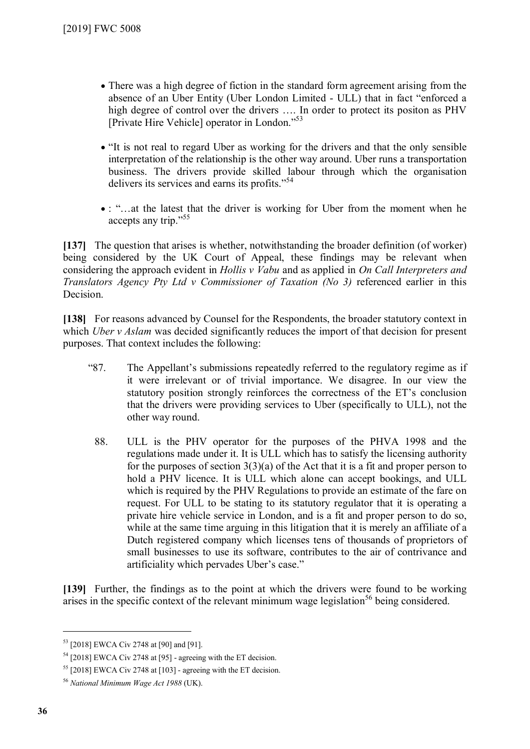- There was a high degree of fiction in the standard form agreement arising from the absence of an Uber Entity (Uber London Limited - ULL) that in fact "enforced a high degree of control over the drivers …. In order to protect its positon as PHV [Private Hire Vehicle] operator in London."[53]

- "It is not real to regard Uber as working for the drivers and that the only sensible interpretation of the relationship is the other way around. Uber runs a transportation business. The drivers provide skilled labour through which the organisation delivers its services and earns its profits."[54]

- : "…at the latest that the driver is working for Uber from the moment when he accepts any trip."[55]

**[137]** The question that arises is whether, notwithstanding the broader definition (of worker) being considered by the UK Court of Appeal, these findings may be relevant when considering the approach evident in *Hollis v Vabu* and as applied in *On Call Interpreters and Translators Agency Pty Ltd v Commissioner of Taxation (No 3)* referenced earlier in this Decision.

**[138]** For reasons advanced by Counsel for the Respondents, the broader statutory context in which *Uber v Aslam* was decided significantly reduces the import of that decision for present purposes. That context includes the following:

> "87. The Appellant's submissions repeatedly referred to the regulatory regime as if it were irrelevant or of trivial importance. We disagree. In our view the statutory position strongly reinforces the correctness of the ET's conclusion that the drivers were providing services to Uber (specifically to ULL), not the other way round.
>
> 88. ULL is the PHV operator for the purposes of the PHVA 1998 and the regulations made under it. It is ULL which has to satisfy the licensing authority for the purposes of section 3(3)(a) of the Act that it is a fit and proper person to hold a PHV licence. It is ULL which alone can accept bookings, and ULL which is required by the PHV Regulations to provide an estimate of the fare on request. For ULL to be stating to its statutory regulator that it is operating a private hire vehicle service in London, and is a fit and proper person to do so, while at the same time arguing in this litigation that it is merely an affiliate of a Dutch registered company which licenses tens of thousands of proprietors of small businesses to use its software, contributes to the air of contrivance and artificiality which pervades Uber's case."

**[139]** Further, the findings as to the point at which the drivers were found to be working arises in the specific context of the relevant minimum wage legislation[56] being considered.

---

[53] [2018] EWCA Civ 2748 at [90] and [91].

[54] [2018] EWCA Civ 2748 at [95] - agreeing with the ET decision.

[55] [2018] EWCA Civ 2748 at [103] - agreeing with the ET decision.

[56] *National Minimum Wage Act 1988* (UK).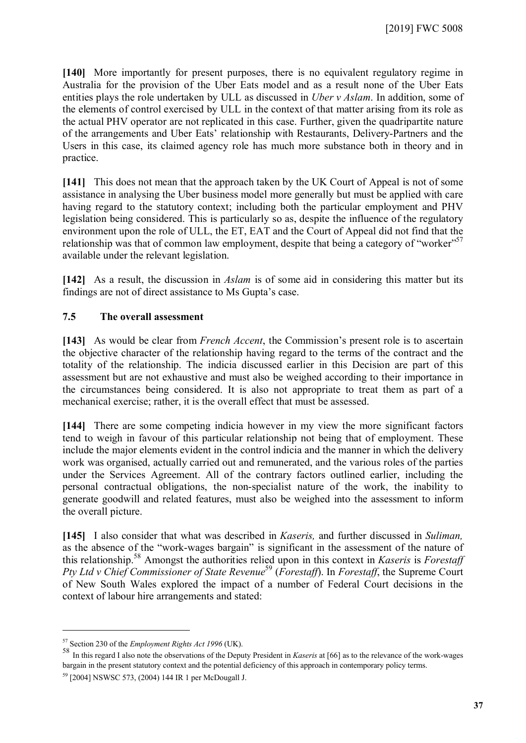**[140]** More importantly for present purposes, there is no equivalent regulatory regime in Australia for the provision of the Uber Eats model and as a result none of the Uber Eats entities plays the role undertaken by ULL as discussed in *Uber v Aslam*. In addition, some of the elements of control exercised by ULL in the context of that matter arising from its role as the actual PHV operator are not replicated in this case. Further, given the quadripartite nature of the arrangements and Uber Eats' relationship with Restaurants, Delivery-Partners and the Users in this case, its claimed agency role has much more substance both in theory and in practice.

**[141]** This does not mean that the approach taken by the UK Court of Appeal is not of some assistance in analysing the Uber business model more generally but must be applied with care having regard to the statutory context; including both the particular employment and PHV legislation being considered. This is particularly so as, despite the influence of the regulatory environment upon the role of ULL, the ET, EAT and the Court of Appeal did not find that the relationship was that of common law employment, despite that being a category of "worker"[57] available under the relevant legislation.

**[142]** As a result, the discussion in *Aslam* is of some aid in considering this matter but its findings are not of direct assistance to Ms Gupta's case.

### 7.5 The overall assessment

**[143]** As would be clear from *French Accent*, the Commission's present role is to ascertain the objective character of the relationship having regard to the terms of the contract and the totality of the relationship. The indicia discussed earlier in this Decision are part of this assessment but are not exhaustive and must also be weighed according to their importance in the circumstances being considered. It is also not appropriate to treat them as part of a mechanical exercise; rather, it is the overall effect that must be assessed.

**[144]** There are some competing indicia however in my view the more significant factors tend to weigh in favour of this particular relationship not being that of employment. These include the major elements evident in the control indicia and the manner in which the delivery work was organised, actually carried out and remunerated, and the various roles of the parties under the Services Agreement. All of the contrary factors outlined earlier, including the personal contractual obligations, the non-specialist nature of the work, the inability to generate goodwill and related features, must also be weighed into the assessment to inform the overall picture.

**[145]** I also consider that what was described in *Kaseris,* and further discussed in *Suliman,* as the absence of the "work-wages bargain" is significant in the assessment of the nature of this relationship.[58] Amongst the authorities relied upon in this context in *Kaseris* is *Forestaff Pty Ltd v Chief Commissioner of State Revenue*[59] (*Forestaff*). In *Forestaff*, the Supreme Court of New South Wales explored the impact of a number of Federal Court decisions in the context of labour hire arrangements and stated:

---

[57] Section 230 of the *Employment Rights Act 1996* (UK).

[58] In this regard I also note the observations of the Deputy President in *Kaseris* at [66] as to the relevance of the work-wages bargain in the present statutory context and the potential deficiency of this approach in contemporary policy terms.

[59] [2004] NSWSC 573, (2004) 144 IR 1 per McDougall J.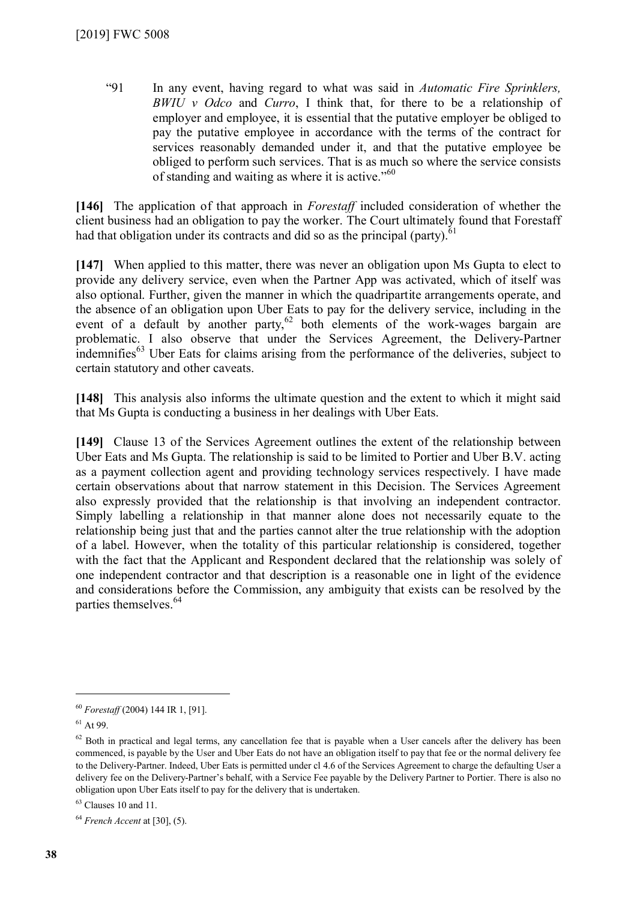"91 In any event, having regard to what was said in *Automatic Fire Sprinklers, BWIU v Odco* and *Curro*, I think that, for there to be a relationship of employer and employee, it is essential that the putative employer be obliged to pay the putative employee in accordance with the terms of the contract for services reasonably demanded under it, and that the putative employee be obliged to perform such services. That is as much so where the service consists of standing and waiting as where it is active."[60]

**[146]** The application of that approach in *Forestaff* included consideration of whether the client business had an obligation to pay the worker. The Court ultimately found that Forestaff had that obligation under its contracts and did so as the principal (party).[61]

**[147]** When applied to this matter, there was never an obligation upon Ms Gupta to elect to provide any delivery service, even when the Partner App was activated, which of itself was also optional. Further, given the manner in which the quadripartite arrangements operate, and the absence of an obligation upon Uber Eats to pay for the delivery service, including in the event of a default by another party,[62] both elements of the work-wages bargain are problematic. I also observe that under the Services Agreement, the Delivery-Partner indemnifies[63] Uber Eats for claims arising from the performance of the deliveries, subject to certain statutory and other caveats.

**[148]** This analysis also informs the ultimate question and the extent to which it might said that Ms Gupta is conducting a business in her dealings with Uber Eats.

**[149]** Clause 13 of the Services Agreement outlines the extent of the relationship between Uber Eats and Ms Gupta. The relationship is said to be limited to Portier and Uber B.V. acting as a payment collection agent and providing technology services respectively. I have made certain observations about that narrow statement in this Decision. The Services Agreement also expressly provided that the relationship is that involving an independent contractor. Simply labelling a relationship in that manner alone does not necessarily equate to the relationship being just that and the parties cannot alter the true relationship with the adoption of a label. However, when the totality of this particular relationship is considered, together with the fact that the Applicant and Respondent declared that the relationship was solely of one independent contractor and that description is a reasonable one in light of the evidence and considerations before the Commission, any ambiguity that exists can be resolved by the parties themselves.[64]

---

[60] *Forestaff* (2004) 144 IR 1, [91].

[61] At 99.

[62] Both in practical and legal terms, any cancellation fee that is payable when a User cancels after the delivery has been commenced, is payable by the User and Uber Eats do not have an obligation itself to pay that fee or the normal delivery fee to the Delivery-Partner. Indeed, Uber Eats is permitted under cl 4.6 of the Services Agreement to charge the defaulting User a delivery fee on the Delivery-Partner's behalf, with a Service Fee payable by the Delivery Partner to Portier. There is also no obligation upon Uber Eats itself to pay for the delivery that is undertaken.

[63] Clauses 10 and 11.

[64] *French Accent* at [30], (5).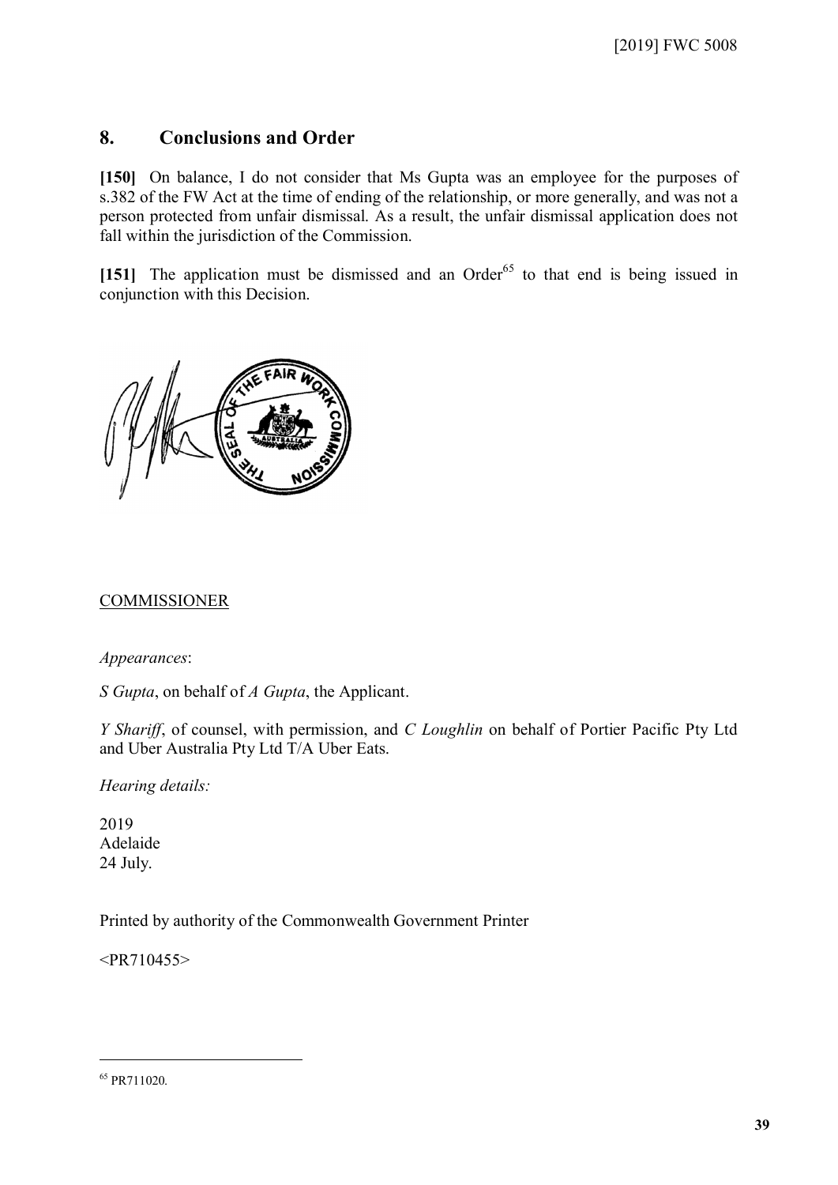## 8. Conclusions and Order

**[150]** On balance, I do not consider that Ms Gupta was an employee for the purposes of s.382 of the FW Act at the time of ending of the relationship, or more generally, and was not a person protected from unfair dismissal. As a result, the unfair dismissal application does not fall within the jurisdiction of the Commission.

**[151]** The application must be dismissed and an Order[65] to that end is being issued in conjunction with this Decision.

COMMISSIONER

*Appearances*:

*S Gupta*, on behalf of *A Gupta*, the Applicant.

*Y Shariff*, of counsel, with permission, and *C Loughlin* on behalf of Portier Pacific Pty Ltd and Uber Australia Pty Ltd T/A Uber Eats.

*Hearing details:*

2019
Adelaide
24 July.

Printed by authority of the Commonwealth Government Printer

<PR710455>

---

[65] PR711020.